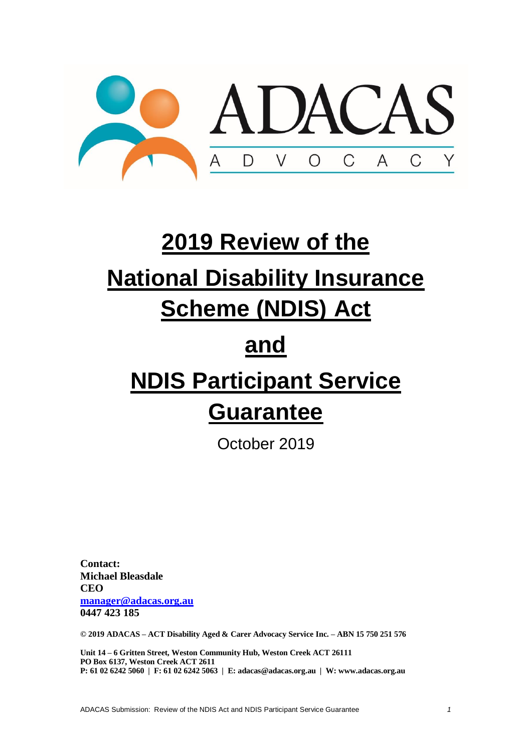ADACAS

A D V O C A C Y

# 2019 Review of the National Disability Insurance Scheme (NDIS) Act and NDIS Participant Service Guarantee

October 2019

**Contact:**
**Michael Bleasdale**
**CEO**
**[manager@adacas.org.au](mailto:manager@adacas.org.au)**
**0447 423 185**

**© 2019 ADACAS – ACT Disability Aged & Carer Advocacy Service Inc. – ABN 15 750 251 576**

**Unit 14 – 6 Gritten Street, Weston Community Hub, Weston Creek ACT 26111**
**PO Box 6137, Weston Creek ACT 2611**
**P: 61 02 6242 5060 | F: 61 02 6242 5063 | E: adacas@adacas.org.au | W: www.adacas.org.au**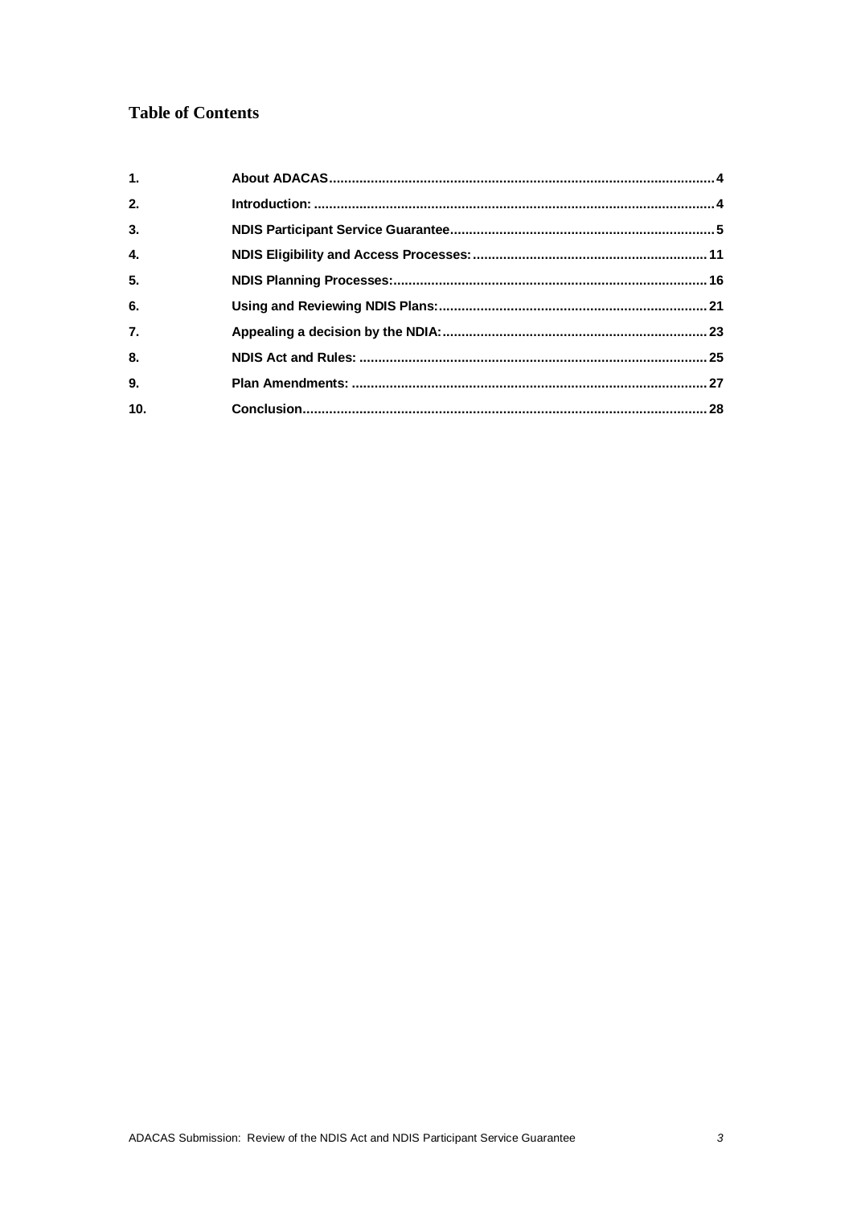# Table of Contents

| | | |
|---|---|---|
| 1. | About ADACAS | 4 |
| 2. | Introduction: | 4 |
| 3. | NDIS Participant Service Guarantee | 5 |
| 4. | NDIS Eligibility and Access Processes: | 11 |
| 5. | NDIS Planning Processes: | 16 |
| 6. | Using and Reviewing NDIS Plans: | 21 |
| 7. | Appealing a decision by the NDIA: | 23 |
| 8. | NDIS Act and Rules: | 25 |
| 9. | Plan Amendments: | 27 |
| 10. | Conclusion | 28 |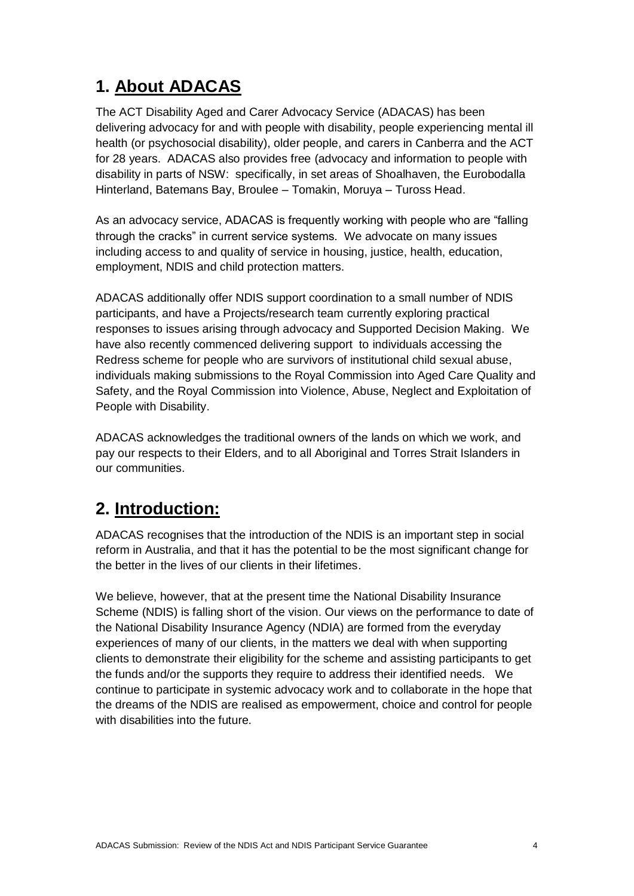## 1. About ADACAS

The ACT Disability Aged and Carer Advocacy Service (ADACAS) has been delivering advocacy for and with people with disability, people experiencing mental ill health (or psychosocial disability), older people, and carers in Canberra and the ACT for 28 years. ADACAS also provides free (advocacy and information to people with disability in parts of NSW: specifically, in set areas of Shoalhaven, the Eurobodalla Hinterland, Batemans Bay, Broulee – Tomakin, Moruya – Tuross Head.

As an advocacy service, ADACAS is frequently working with people who are "falling through the cracks" in current service systems. We advocate on many issues including access to and quality of service in housing, justice, health, education, employment, NDIS and child protection matters.

ADACAS additionally offer NDIS support coordination to a small number of NDIS participants, and have a Projects/research team currently exploring practical responses to issues arising through advocacy and Supported Decision Making. We have also recently commenced delivering support to individuals accessing the Redress scheme for people who are survivors of institutional child sexual abuse, individuals making submissions to the Royal Commission into Aged Care Quality and Safety, and the Royal Commission into Violence, Abuse, Neglect and Exploitation of People with Disability.

ADACAS acknowledges the traditional owners of the lands on which we work, and pay our respects to their Elders, and to all Aboriginal and Torres Strait Islanders in our communities.

## 2. Introduction:

ADACAS recognises that the introduction of the NDIS is an important step in social reform in Australia, and that it has the potential to be the most significant change for the better in the lives of our clients in their lifetimes.

We believe, however, that at the present time the National Disability Insurance Scheme (NDIS) is falling short of the vision. Our views on the performance to date of the National Disability Insurance Agency (NDIA) are formed from the everyday experiences of many of our clients, in the matters we deal with when supporting clients to demonstrate their eligibility for the scheme and assisting participants to get the funds and/or the supports they require to address their identified needs. We continue to participate in systemic advocacy work and to collaborate in the hope that the dreams of the NDIS are realised as empowerment, choice and control for people with disabilities into the future.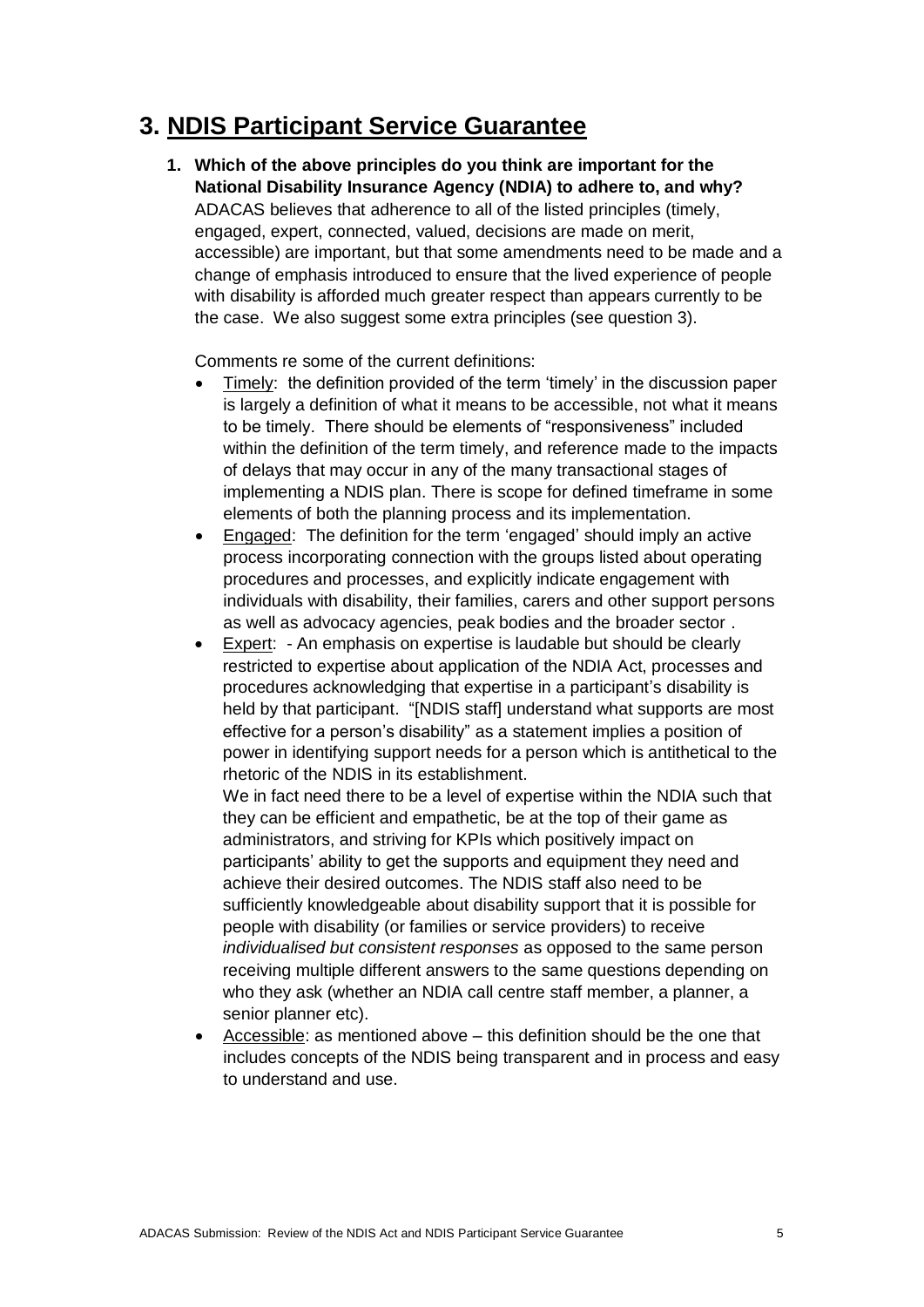# 3. NDIS Participant Service Guarantee

1. **Which of the above principles do you think are important for the National Disability Insurance Agency (NDIA) to adhere to, and why?**
   ADACAS believes that adherence to all of the listed principles (timely, engaged, expert, connected, valued, decisions are made on merit, accessible) are important, but that some amendments need to be made and a change of emphasis introduced to ensure that the lived experience of people with disability is afforded much greater respect than appears currently to be the case. We also suggest some extra principles (see question 3).

   Comments re some of the current definitions:

   - Timely: the definition provided of the term 'timely' in the discussion paper is largely a definition of what it means to be accessible, not what it means to be timely. There should be elements of "responsiveness" included within the definition of the term timely, and reference made to the impacts of delays that may occur in any of the many transactional stages of implementing a NDIS plan. There is scope for defined timeframe in some elements of both the planning process and its implementation.
   - Engaged: The definition for the term 'engaged' should imply an active process incorporating connection with the groups listed about operating procedures and processes, and explicitly indicate engagement with individuals with disability, their families, carers and other support persons as well as advocacy agencies, peak bodies and the broader sector .
   - Expert: - An emphasis on expertise is laudable but should be clearly restricted to expertise about application of the NDIA Act, processes and procedures acknowledging that expertise in a participant's disability is held by that participant. "[NDIS staff] understand what supports are most effective for a person's disability" as a statement implies a position of power in identifying support needs for a person which is antithetical to the rhetoric of the NDIS in its establishment.

     We in fact need there to be a level of expertise within the NDIA such that they can be efficient and empathetic, be at the top of their game as administrators, and striving for KPIs which positively impact on participants' ability to get the supports and equipment they need and achieve their desired outcomes. The NDIS staff also need to be sufficiently knowledgeable about disability support that it is possible for people with disability (or families or service providers) to receive *individualised but consistent responses* as opposed to the same person receiving multiple different answers to the same questions depending on who they ask (whether an NDIA call centre staff member, a planner, a senior planner etc).
   - Accessible: as mentioned above – this definition should be the one that includes concepts of the NDIS being transparent and in process and easy to understand and use.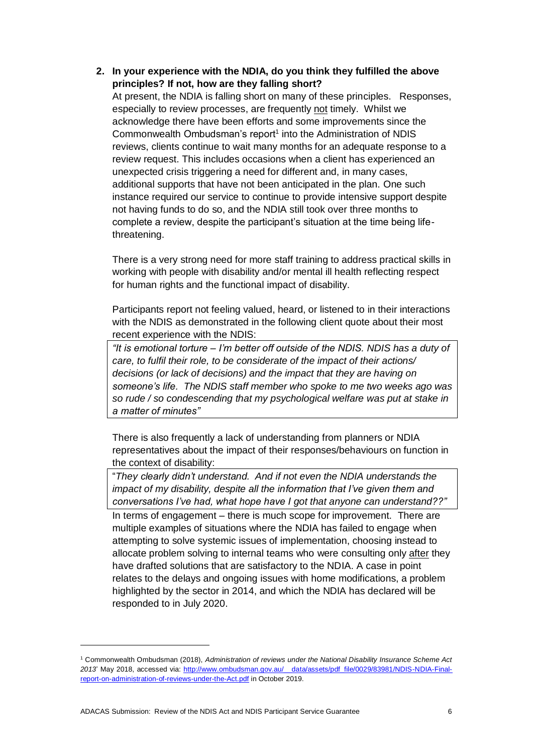**2. In your experience with the NDIA, do you think they fulfilled the above principles? If not, how are they falling short?**

At present, the NDIA is falling short on many of these principles. Responses, especially to review processes, are frequently <u>not</u> timely. Whilst we acknowledge there have been efforts and some improvements since the Commonwealth Ombudsman's report[1] into the Administration of NDIS reviews, clients continue to wait many months for an adequate response to a review request. This includes occasions when a client has experienced an unexpected crisis triggering a need for different and, in many cases, additional supports that have not been anticipated in the plan. One such instance required our service to continue to provide intensive support despite not having funds to do so, and the NDIA still took over three months to complete a review, despite the participant's situation at the time being life-threatening.

There is a very strong need for more staff training to address practical skills in working with people with disability and/or mental ill health reflecting respect for human rights and the functional impact of disability.

Participants report not feeling valued, heard, or listened to in their interactions with the NDIS as demonstrated in the following client quote about their most recent experience with the NDIS:

> *"It is emotional torture – I'm better off outside of the NDIS. NDIS has a duty of care, to fulfil their role, to be considerate of the impact of their actions/ decisions (or lack of decisions) and the impact that they are having on someone's life. The NDIS staff member who spoke to me two weeks ago was so rude / so condescending that my psychological welfare was put at stake in a matter of minutes"*

There is also frequently a lack of understanding from planners or NDIA representatives about the impact of their responses/behaviours on function in the context of disability:

> "*They clearly didn't understand. And if not even the NDIA understands the impact of my disability, despite all the information that I've given them and conversations I've had, what hope have I got that anyone can understand??"*

In terms of engagement – there is much scope for improvement. There are multiple examples of situations where the NDIA has failed to engage when attempting to solve systemic issues of implementation, choosing instead to allocate problem solving to internal teams who were consulting only <u>after</u> they have drafted solutions that are satisfactory to the NDIA. A case in point relates to the delays and ongoing issues with home modifications, a problem highlighted by the sector in 2014, and which the NDIA has declared will be responded to in July 2020.

---

[1] Commonwealth Ombudsman (2018), *Administration of reviews under the National Disability Insurance Scheme Act 2013*' May 2018, accessed via: http://www.ombudsman.gov.au/__data/assets/pdf_file/0029/83981/NDIS-NDIA-Final-report-on-administration-of-reviews-under-the-Act.pdf in October 2019.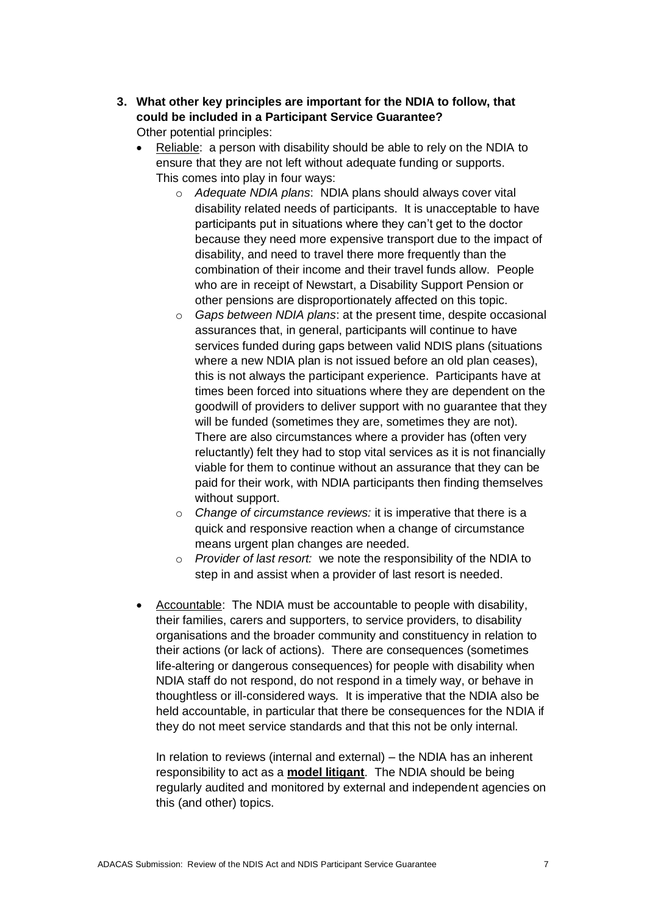3. **What other key principles are important for the NDIA to follow, that could be included in a Participant Service Guarantee?**

   Other potential principles:

   - Reliable: a person with disability should be able to rely on the NDIA to ensure that they are not left without adequate funding or supports. This comes into play in four ways:
     - *Adequate NDIA plans*: NDIA plans should always cover vital disability related needs of participants. It is unacceptable to have participants put in situations where they can't get to the doctor because they need more expensive transport due to the impact of disability, and need to travel there more frequently than the combination of their income and their travel funds allow. People who are in receipt of Newstart, a Disability Support Pension or other pensions are disproportionately affected on this topic.
     - *Gaps between NDIA plans*: at the present time, despite occasional assurances that, in general, participants will continue to have services funded during gaps between valid NDIS plans (situations where a new NDIA plan is not issued before an old plan ceases), this is not always the participant experience. Participants have at times been forced into situations where they are dependent on the goodwill of providers to deliver support with no guarantee that they will be funded (sometimes they are, sometimes they are not). There are also circumstances where a provider has (often very reluctantly) felt they had to stop vital services as it is not financially viable for them to continue without an assurance that they can be paid for their work, with NDIA participants then finding themselves without support.
     - *Change of circumstance reviews:* it is imperative that there is a quick and responsive reaction when a change of circumstance means urgent plan changes are needed.
     - *Provider of last resort:* we note the responsibility of the NDIA to step in and assist when a provider of last resort is needed.

   - Accountable: The NDIA must be accountable to people with disability, their families, carers and supporters, to service providers, to disability organisations and the broader community and constituency in relation to their actions (or lack of actions). There are consequences (sometimes life-altering or dangerous consequences) for people with disability when NDIA staff do not respond, do not respond in a timely way, or behave in thoughtless or ill-considered ways. It is imperative that the NDIA also be held accountable, in particular that there be consequences for the NDIA if they do not meet service standards and that this not be only internal.

     In relation to reviews (internal and external) – the NDIA has an inherent responsibility to act as a **model litigant**. The NDIA should be being regularly audited and monitored by external and independent agencies on this (and other) topics.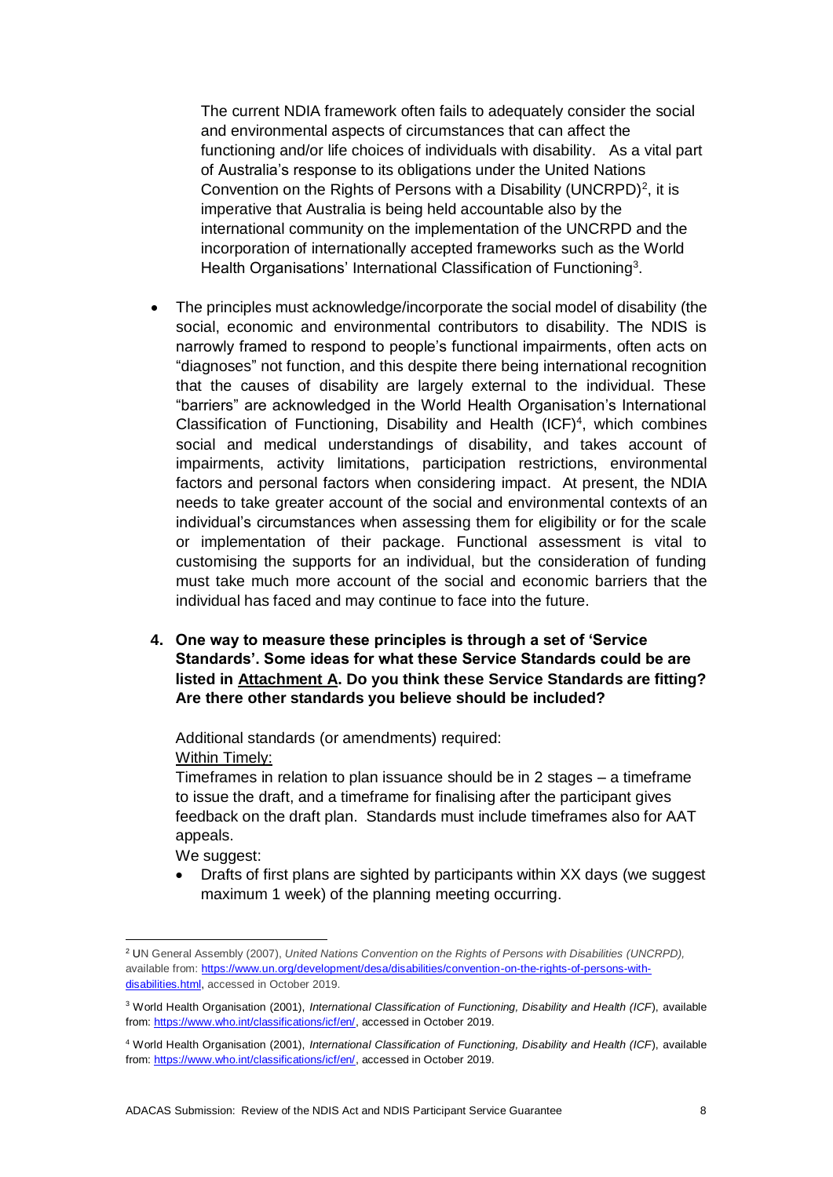The current NDIA framework often fails to adequately consider the social and environmental aspects of circumstances that can affect the functioning and/or life choices of individuals with disability. As a vital part of Australia's response to its obligations under the United Nations Convention on the Rights of Persons with a Disability (UNCRPD)[2], it is imperative that Australia is being held accountable also by the international community on the implementation of the UNCRPD and the incorporation of internationally accepted frameworks such as the World Health Organisations' International Classification of Functioning[3].

- The principles must acknowledge/incorporate the social model of disability (the social, economic and environmental contributors to disability. The NDIS is narrowly framed to respond to people's functional impairments, often acts on "diagnoses" not function, and this despite there being international recognition that the causes of disability are largely external to the individual. These "barriers" are acknowledged in the World Health Organisation's International Classification of Functioning, Disability and Health (ICF)[4], which combines social and medical understandings of disability, and takes account of impairments, activity limitations, participation restrictions, environmental factors and personal factors when considering impact. At present, the NDIA needs to take greater account of the social and environmental contexts of an individual's circumstances when assessing them for eligibility or for the scale or implementation of their package. Functional assessment is vital to customising the supports for an individual, but the consideration of funding must take much more account of the social and economic barriers that the individual has faced and may continue to face into the future.

**4. One way to measure these principles is through a set of 'Service Standards'. Some ideas for what these Service Standards could be are listed in <u>Attachment A</u>. Do you think these Service Standards are fitting? Are there other standards you believe should be included?**

Additional standards (or amendments) required:
<u>Within Timely:</u>
Timeframes in relation to plan issuance should be in 2 stages – a timeframe to issue the draft, and a timeframe for finalising after the participant gives feedback on the draft plan. Standards must include timeframes also for AAT appeals.
We suggest:

- Drafts of first plans are sighted by participants within XX days (we suggest maximum 1 week) of the planning meeting occurring.

---

[2] UN General Assembly (2007), *United Nations Convention on the Rights of Persons with Disabilities (UNCRPD),* available from: https://www.un.org/development/desa/disabilities/convention-on-the-rights-of-persons-with-disabilities.html, accessed in October 2019.

[3] World Health Organisation (2001), *International Classification of Functioning, Disability and Health (ICF)*, available from: https://www.who.int/classifications/icf/en/, accessed in October 2019.

[4] World Health Organisation (2001), *International Classification of Functioning, Disability and Health (ICF)*, available from: https://www.who.int/classifications/icf/en/, accessed in October 2019.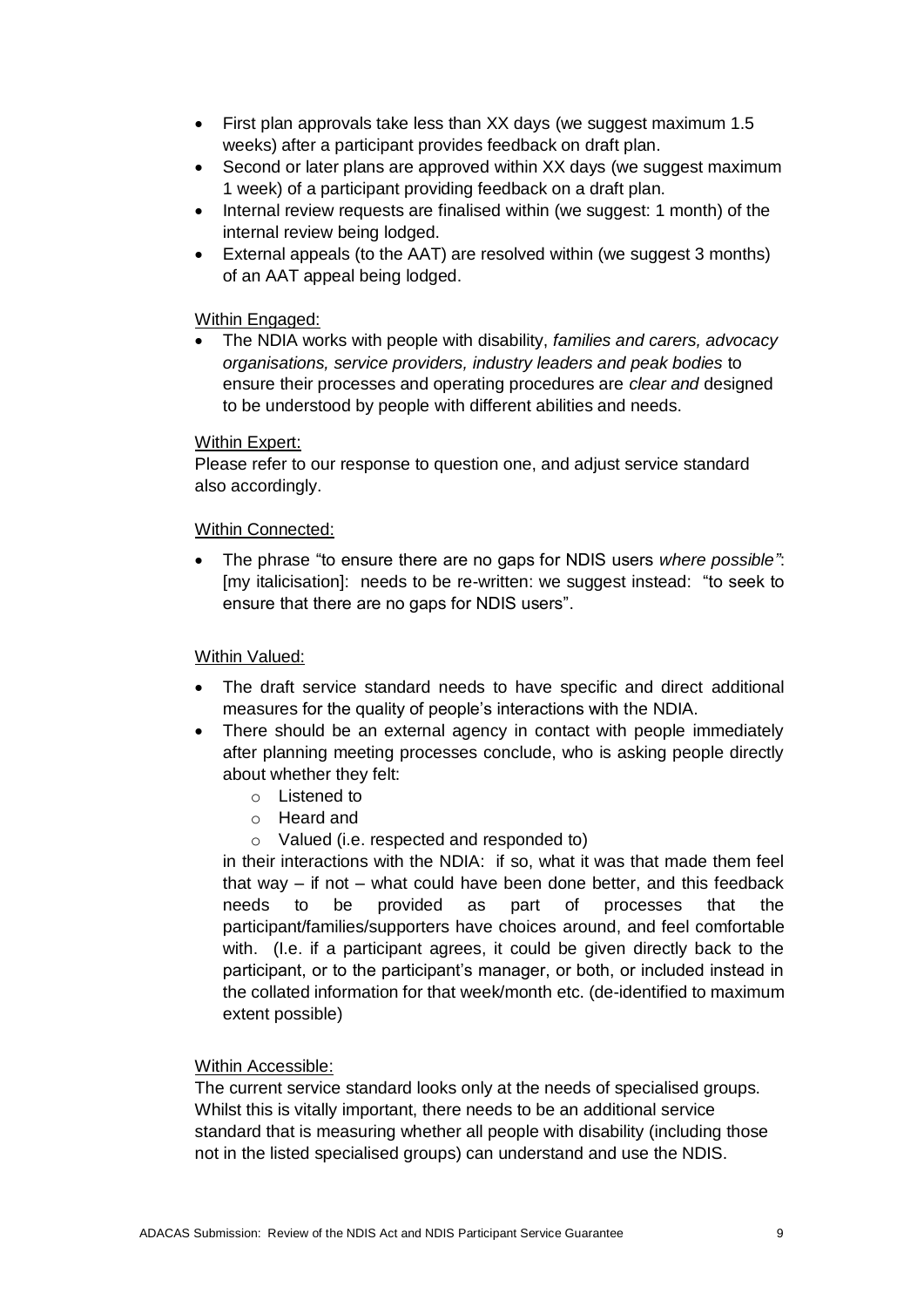- First plan approvals take less than XX days (we suggest maximum 1.5 weeks) after a participant provides feedback on draft plan.
- Second or later plans are approved within XX days (we suggest maximum 1 week) of a participant providing feedback on a draft plan.
- Internal review requests are finalised within (we suggest: 1 month) of the internal review being lodged.
- External appeals (to the AAT) are resolved within (we suggest 3 months) of an AAT appeal being lodged.

<u>Within Engaged:</u>

- The NDIA works with people with disability, *families and carers, advocacy organisations, service providers, industry leaders and peak bodies* to ensure their processes and operating procedures are *clear and* designed to be understood by people with different abilities and needs.

<u>Within Expert:</u>

Please refer to our response to question one, and adjust service standard also accordingly.

<u>Within Connected:</u>

- The phrase "to ensure there are no gaps for NDIS users *where possible"*: [my italicisation]: needs to be re-written: we suggest instead: "to seek to ensure that there are no gaps for NDIS users".

<u>Within Valued:</u>

- The draft service standard needs to have specific and direct additional measures for the quality of people's interactions with the NDIA.
- There should be an external agency in contact with people immediately after planning meeting processes conclude, who is asking people directly about whether they felt:
    - Listened to
    - Heard and
    - Valued (i.e. respected and responded to)

  in their interactions with the NDIA: if so, what it was that made them feel that way – if not – what could have been done better, and this feedback needs to be provided as part of processes that the participant/families/supporters have choices around, and feel comfortable with. (I.e. if a participant agrees, it could be given directly back to the participant, or to the participant's manager, or both, or included instead in the collated information for that week/month etc. (de-identified to maximum extent possible)

<u>Within Accessible:</u>

The current service standard looks only at the needs of specialised groups. Whilst this is vitally important, there needs to be an additional service standard that is measuring whether all people with disability (including those not in the listed specialised groups) can understand and use the NDIS.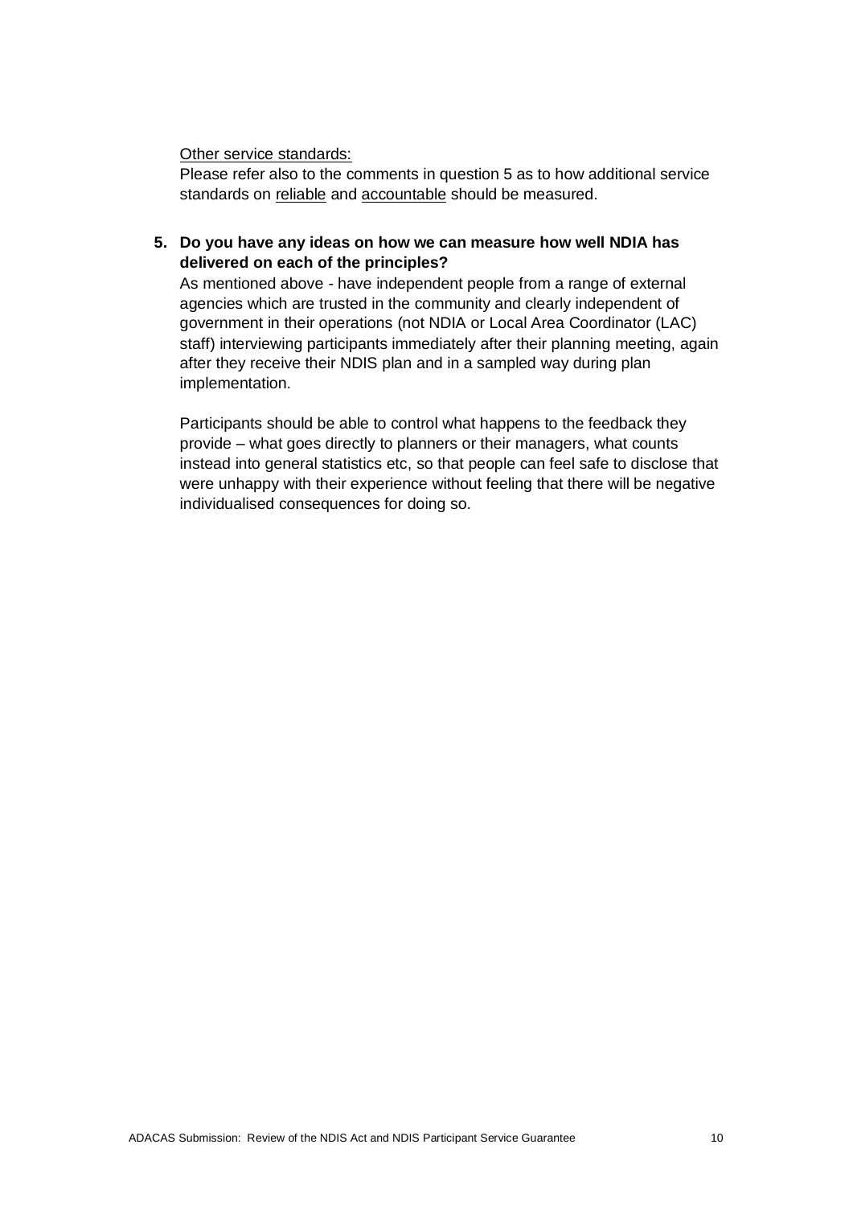<u>Other service standards:</u>

Please refer also to the comments in question 5 as to how additional service standards on <u>reliable</u> and <u>accountable</u> should be measured.

5. **Do you have any ideas on how we can measure how well NDIA has delivered on each of the principles?**

   As mentioned above - have independent people from a range of external agencies which are trusted in the community and clearly independent of government in their operations (not NDIA or Local Area Coordinator (LAC) staff) interviewing participants immediately after their planning meeting, again after they receive their NDIS plan and in a sampled way during plan implementation.

   Participants should be able to control what happens to the feedback they provide – what goes directly to planners or their managers, what counts instead into general statistics etc, so that people can feel safe to disclose that were unhappy with their experience without feeling that there will be negative individualised consequences for doing so.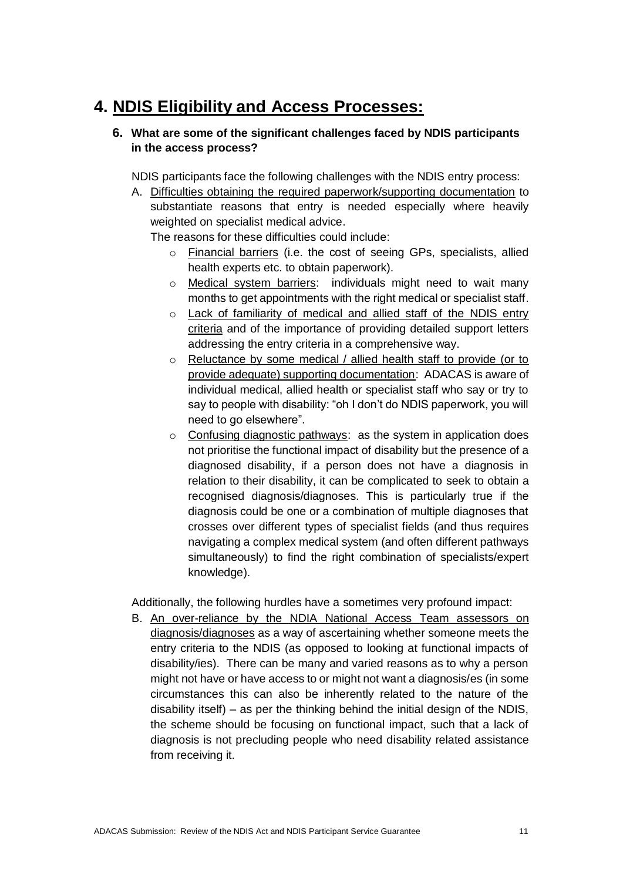# 4. <u>NDIS Eligibility and Access Processes:</u>

### 6. What are some of the significant challenges faced by NDIS participants in the access process?

NDIS participants face the following challenges with the NDIS entry process:

A. <u>Difficulties obtaining the required paperwork/supporting documentation</u> to substantiate reasons that entry is needed especially where heavily weighted on specialist medical advice.

   The reasons for these difficulties could include:

   - <u>Financial barriers</u> (i.e. the cost of seeing GPs, specialists, allied health experts etc. to obtain paperwork).
   - <u>Medical system barriers</u>: individuals might need to wait many months to get appointments with the right medical or specialist staff.
   - <u>Lack of familiarity of medical and allied staff of the NDIS entry criteria</u> and of the importance of providing detailed support letters addressing the entry criteria in a comprehensive way.
   - <u>Reluctance by some medical / allied health staff to provide (or to provide adequate) supporting documentation</u>: ADACAS is aware of individual medical, allied health or specialist staff who say or try to say to people with disability: "oh I don't do NDIS paperwork, you will need to go elsewhere".
   - <u>Confusing diagnostic pathways</u>: as the system in application does not prioritise the functional impact of disability but the presence of a diagnosed disability, if a person does not have a diagnosis in relation to their disability, it can be complicated to seek to obtain a recognised diagnosis/diagnoses. This is particularly true if the diagnosis could be one or a combination of multiple diagnoses that crosses over different types of specialist fields (and thus requires navigating a complex medical system (and often different pathways simultaneously) to find the right combination of specialists/expert knowledge).

Additionally, the following hurdles have a sometimes very profound impact:

B. <u>An over-reliance by the NDIA National Access Team assessors on diagnosis/diagnoses</u> as a way of ascertaining whether someone meets the entry criteria to the NDIS (as opposed to looking at functional impacts of disability/ies). There can be many and varied reasons as to why a person might not have or have access to or might not want a diagnosis/es (in some circumstances this can also be inherently related to the nature of the disability itself) – as per the thinking behind the initial design of the NDIS, the scheme should be focusing on functional impact, such that a lack of diagnosis is not precluding people who need disability related assistance from receiving it.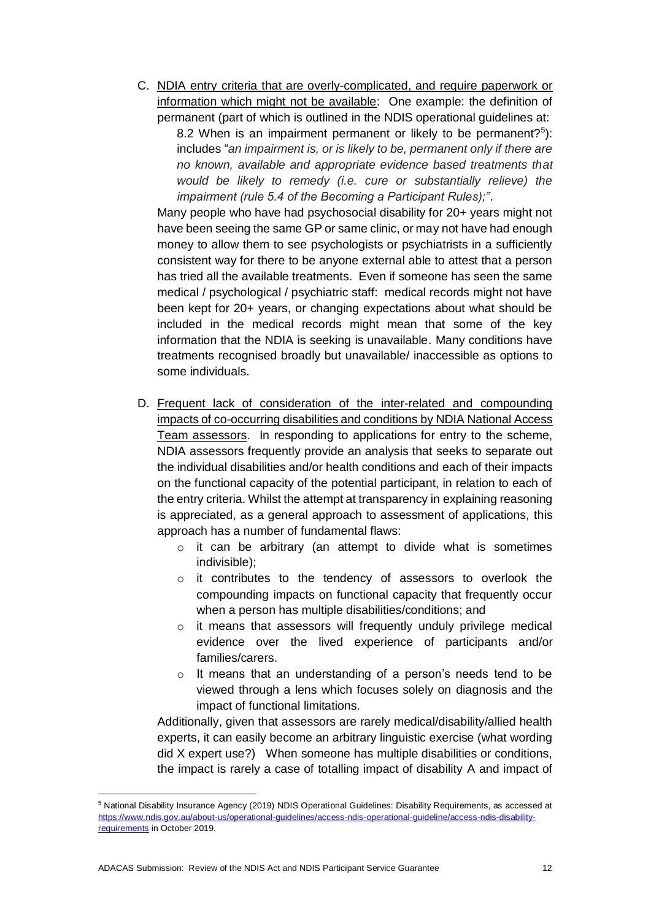C. <u>NDIA entry criteria that are overly-complicated, and require paperwork or information which might not be available</u>: One example: the definition of permanent (part of which is outlined in the NDIS operational guidelines at: 8.2 When is an impairment permanent or likely to be permanent?[5]): includes "*an impairment is, or is likely to be, permanent only if there are no known, available and appropriate evidence based treatments that would be likely to remedy (i.e. cure or substantially relieve) the impairment (rule 5.4 of the Becoming a Participant Rules);*".

   Many people who have had psychosocial disability for 20+ years might not have been seeing the same GP or same clinic, or may not have had enough money to allow them to see psychologists or psychiatrists in a sufficiently consistent way for there to be anyone external able to attest that a person has tried all the available treatments. Even if someone has seen the same medical / psychological / psychiatric staff: medical records might not have been kept for 20+ years, or changing expectations about what should be included in the medical records might mean that some of the key information that the NDIA is seeking is unavailable. Many conditions have treatments recognised broadly but unavailable/ inaccessible as options to some individuals.

D. <u>Frequent lack of consideration of the inter-related and compounding impacts of co-occurring disabilities and conditions by NDIA National Access Team assessors</u>. In responding to applications for entry to the scheme, NDIA assessors frequently provide an analysis that seeks to separate out the individual disabilities and/or health conditions and each of their impacts on the functional capacity of the potential participant, in relation to each of the entry criteria. Whilst the attempt at transparency in explaining reasoning is appreciated, as a general approach to assessment of applications, this approach has a number of fundamental flaws:
   - it can be arbitrary (an attempt to divide what is sometimes indivisible);
   - it contributes to the tendency of assessors to overlook the compounding impacts on functional capacity that frequently occur when a person has multiple disabilities/conditions; and
   - it means that assessors will frequently unduly privilege medical evidence over the lived experience of participants and/or families/carers.
   - It means that an understanding of a person's needs tend to be viewed through a lens which focuses solely on diagnosis and the impact of functional limitations.

   Additionally, given that assessors are rarely medical/disability/allied health experts, it can easily become an arbitrary linguistic exercise (what wording did X expert use?) When someone has multiple disabilities or conditions, the impact is rarely a case of totalling impact of disability A and impact of

---

[5] National Disability Insurance Agency (2019) NDIS Operational Guidelines: Disability Requirements, as accessed at https://www.ndis.gov.au/about-us/operational-guidelines/access-ndis-operational-guideline/access-ndis-disability-requirements in October 2019.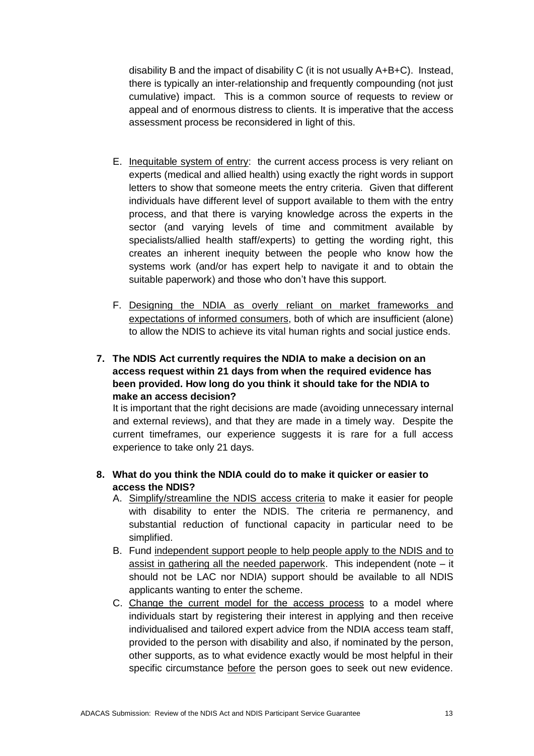disability B and the impact of disability C (it is not usually A+B+C). Instead, there is typically an inter-relationship and frequently compounding (not just cumulative) impact. This is a common source of requests to review or appeal and of enormous distress to clients. It is imperative that the access assessment process be reconsidered in light of this.

E. <u>Inequitable system of entry</u>: the current access process is very reliant on experts (medical and allied health) using exactly the right words in support letters to show that someone meets the entry criteria. Given that different individuals have different level of support available to them with the entry process, and that there is varying knowledge across the experts in the sector (and varying levels of time and commitment available by specialists/allied health staff/experts) to getting the wording right, this creates an inherent inequity between the people who know how the systems work (and/or has expert help to navigate it and to obtain the suitable paperwork) and those who don't have this support.

F. <u>Designing the NDIA as overly reliant on market frameworks and expectations of informed consumers</u>, both of which are insufficient (alone) to allow the NDIS to achieve its vital human rights and social justice ends.

**7. The NDIS Act currently requires the NDIA to make a decision on an access request within 21 days from when the required evidence has been provided. How long do you think it should take for the NDIA to make an access decision?**

It is important that the right decisions are made (avoiding unnecessary internal and external reviews), and that they are made in a timely way. Despite the current timeframes, our experience suggests it is rare for a full access experience to take only 21 days.

**8. What do you think the NDIA could do to make it quicker or easier to access the NDIS?**

A. <u>Simplify/streamline the NDIS access criteria</u> to make it easier for people with disability to enter the NDIS. The criteria re permanency, and substantial reduction of functional capacity in particular need to be simplified.

B. Fund <u>independent support people to help people apply to the NDIS and to assist in gathering all the needed paperwork</u>. This independent (note – it should not be LAC nor NDIA) support should be available to all NDIS applicants wanting to enter the scheme.

C. <u>Change the current model for the access process</u> to a model where individuals start by registering their interest in applying and then receive individualised and tailored expert advice from the NDIA access team staff, provided to the person with disability and also, if nominated by the person, other supports, as to what evidence exactly would be most helpful in their specific circumstance <u>before</u> the person goes to seek out new evidence.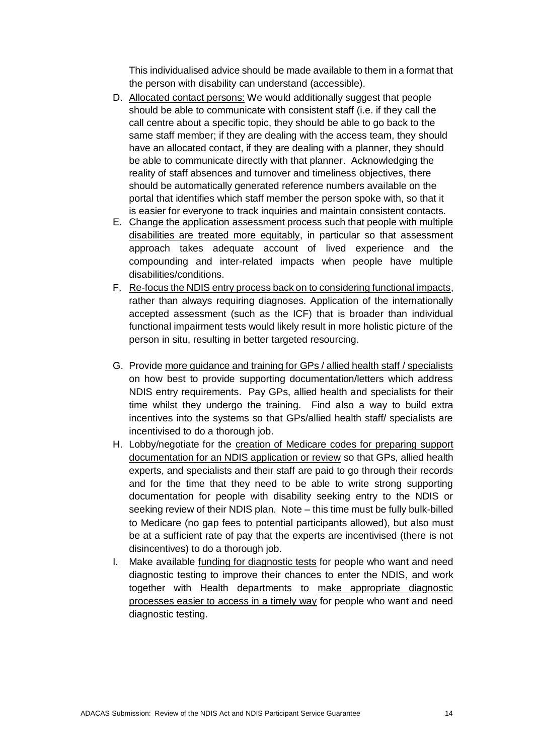This individualised advice should be made available to them in a format that the person with disability can understand (accessible).

D. <u>Allocated contact persons:</u> We would additionally suggest that people should be able to communicate with consistent staff (i.e. if they call the call centre about a specific topic, they should be able to go back to the same staff member; if they are dealing with the access team, they should have an allocated contact, if they are dealing with a planner, they should be able to communicate directly with that planner. Acknowledging the reality of staff absences and turnover and timeliness objectives, there should be automatically generated reference numbers available on the portal that identifies which staff member the person spoke with, so that it is easier for everyone to track inquiries and maintain consistent contacts.
E. <u>Change the application assessment process such that people with multiple disabilities are treated more equitably</u>, in particular so that assessment approach takes adequate account of lived experience and the compounding and inter-related impacts when people have multiple disabilities/conditions.
F. <u>Re-focus the NDIS entry process back on to considering functional impacts</u>, rather than always requiring diagnoses. Application of the internationally accepted assessment (such as the ICF) that is broader than individual functional impairment tests would likely result in more holistic picture of the person in situ, resulting in better targeted resourcing.
G. Provide <u>more guidance and training for GPs / allied health staff / specialists</u> on how best to provide supporting documentation/letters which address NDIS entry requirements. Pay GPs, allied health and specialists for their time whilst they undergo the training. Find also a way to build extra incentives into the systems so that GPs/allied health staff/ specialists are incentivised to do a thorough job.
H. Lobby/negotiate for the <u>creation of Medicare codes for preparing support documentation for an NDIS application or review</u> so that GPs, allied health experts, and specialists and their staff are paid to go through their records and for the time that they need to be able to write strong supporting documentation for people with disability seeking entry to the NDIS or seeking review of their NDIS plan. Note – this time must be fully bulk-billed to Medicare (no gap fees to potential participants allowed), but also must be at a sufficient rate of pay that the experts are incentivised (there is not disincentives) to do a thorough job.
I. Make available <u>funding for diagnostic tests</u> for people who want and need diagnostic testing to improve their chances to enter the NDIS, and work together with Health departments to <u>make appropriate diagnostic processes easier to access in a timely way</u> for people who want and need diagnostic testing.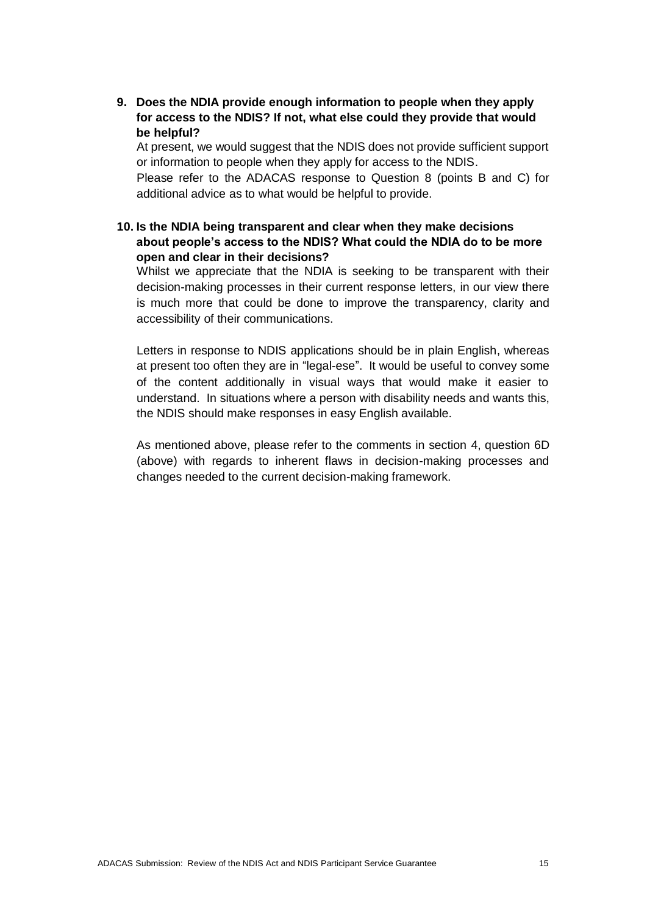**9. Does the NDIA provide enough information to people when they apply for access to the NDIS? If not, what else could they provide that would be helpful?**

At present, we would suggest that the NDIS does not provide sufficient support or information to people when they apply for access to the NDIS.

Please refer to the ADACAS response to Question 8 (points B and C) for additional advice as to what would be helpful to provide.

**10. Is the NDIA being transparent and clear when they make decisions about people's access to the NDIS? What could the NDIA do to be more open and clear in their decisions?**

Whilst we appreciate that the NDIA is seeking to be transparent with their decision-making processes in their current response letters, in our view there is much more that could be done to improve the transparency, clarity and accessibility of their communications.

Letters in response to NDIS applications should be in plain English, whereas at present too often they are in "legal-ese". It would be useful to convey some of the content additionally in visual ways that would make it easier to understand. In situations where a person with disability needs and wants this, the NDIS should make responses in easy English available.

As mentioned above, please refer to the comments in section 4, question 6D (above) with regards to inherent flaws in decision-making processes and changes needed to the current decision-making framework.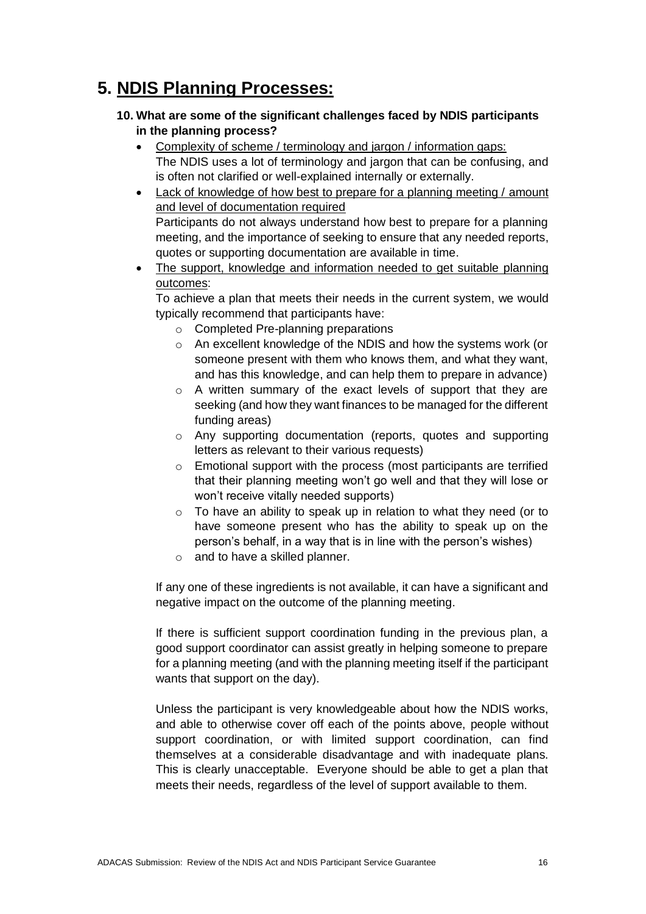# 5. NDIS Planning Processes:

**10. What are some of the significant challenges faced by NDIS participants in the planning process?**

- <u>Complexity of scheme / terminology and jargon / information gaps:</u>
  The NDIS uses a lot of terminology and jargon that can be confusing, and is often not clarified or well-explained internally or externally.
- <u>Lack of knowledge of how best to prepare for a planning meeting / amount and level of documentation required</u>
  Participants do not always understand how best to prepare for a planning meeting, and the importance of seeking to ensure that any needed reports, quotes or supporting documentation are available in time.
- <u>The support, knowledge and information needed to get suitable planning outcomes</u>:
  To achieve a plan that meets their needs in the current system, we would typically recommend that participants have:
  - Completed Pre-planning preparations
  - An excellent knowledge of the NDIS and how the systems work (or someone present with them who knows them, and what they want, and has this knowledge, and can help them to prepare in advance)
  - A written summary of the exact levels of support that they are seeking (and how they want finances to be managed for the different funding areas)
  - Any supporting documentation (reports, quotes and supporting letters as relevant to their various requests)
  - Emotional support with the process (most participants are terrified that their planning meeting won't go well and that they will lose or won't receive vitally needed supports)
  - To have an ability to speak up in relation to what they need (or to have someone present who has the ability to speak up on the person's behalf, in a way that is in line with the person's wishes)
  - and to have a skilled planner.

  If any one of these ingredients is not available, it can have a significant and negative impact on the outcome of the planning meeting.

  If there is sufficient support coordination funding in the previous plan, a good support coordinator can assist greatly in helping someone to prepare for a planning meeting (and with the planning meeting itself if the participant wants that support on the day).

  Unless the participant is very knowledgeable about how the NDIS works, and able to otherwise cover off each of the points above, people without support coordination, or with limited support coordination, can find themselves at a considerable disadvantage and with inadequate plans. This is clearly unacceptable. Everyone should be able to get a plan that meets their needs, regardless of the level of support available to them.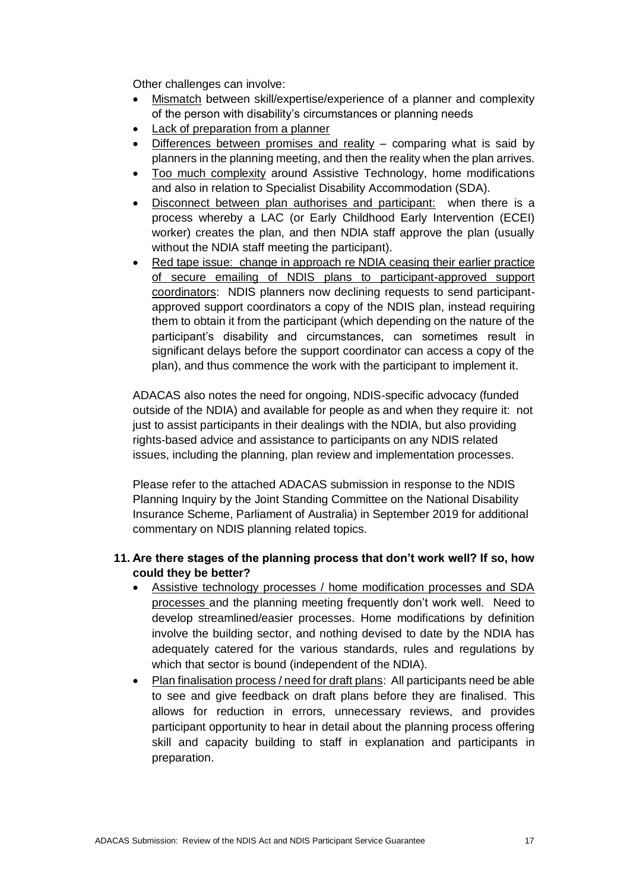Other challenges can involve:

- Mismatch between skill/expertise/experience of a planner and complexity of the person with disability's circumstances or planning needs
- Lack of preparation from a planner
- Differences between promises and reality – comparing what is said by planners in the planning meeting, and then the reality when the plan arrives.
- Too much complexity around Assistive Technology, home modifications and also in relation to Specialist Disability Accommodation (SDA).
- Disconnect between plan authorises and participant: when there is a process whereby a LAC (or Early Childhood Early Intervention (ECEI) worker) creates the plan, and then NDIA staff approve the plan (usually without the NDIA staff meeting the participant).
- Red tape issue: change in approach re NDIA ceasing their earlier practice of secure emailing of NDIS plans to participant-approved support coordinators: NDIS planners now declining requests to send participant-approved support coordinators a copy of the NDIS plan, instead requiring them to obtain it from the participant (which depending on the nature of the participant's disability and circumstances, can sometimes result in significant delays before the support coordinator can access a copy of the plan), and thus commence the work with the participant to implement it.

ADACAS also notes the need for ongoing, NDIS-specific advocacy (funded outside of the NDIA) and available for people as and when they require it: not just to assist participants in their dealings with the NDIA, but also providing rights-based advice and assistance to participants on any NDIS related issues, including the planning, plan review and implementation processes.

Please refer to the attached ADACAS submission in response to the NDIS Planning Inquiry by the Joint Standing Committee on the National Disability Insurance Scheme, Parliament of Australia) in September 2019 for additional commentary on NDIS planning related topics.

**11. Are there stages of the planning process that don't work well? If so, how could they be better?**

- Assistive technology processes / home modification processes and SDA processes and the planning meeting frequently don't work well. Need to develop streamlined/easier processes. Home modifications by definition involve the building sector, and nothing devised to date by the NDIA has adequately catered for the various standards, rules and regulations by which that sector is bound (independent of the NDIA).
- Plan finalisation process / need for draft plans: All participants need be able to see and give feedback on draft plans before they are finalised. This allows for reduction in errors, unnecessary reviews, and provides participant opportunity to hear in detail about the planning process offering skill and capacity building to staff in explanation and participants in preparation.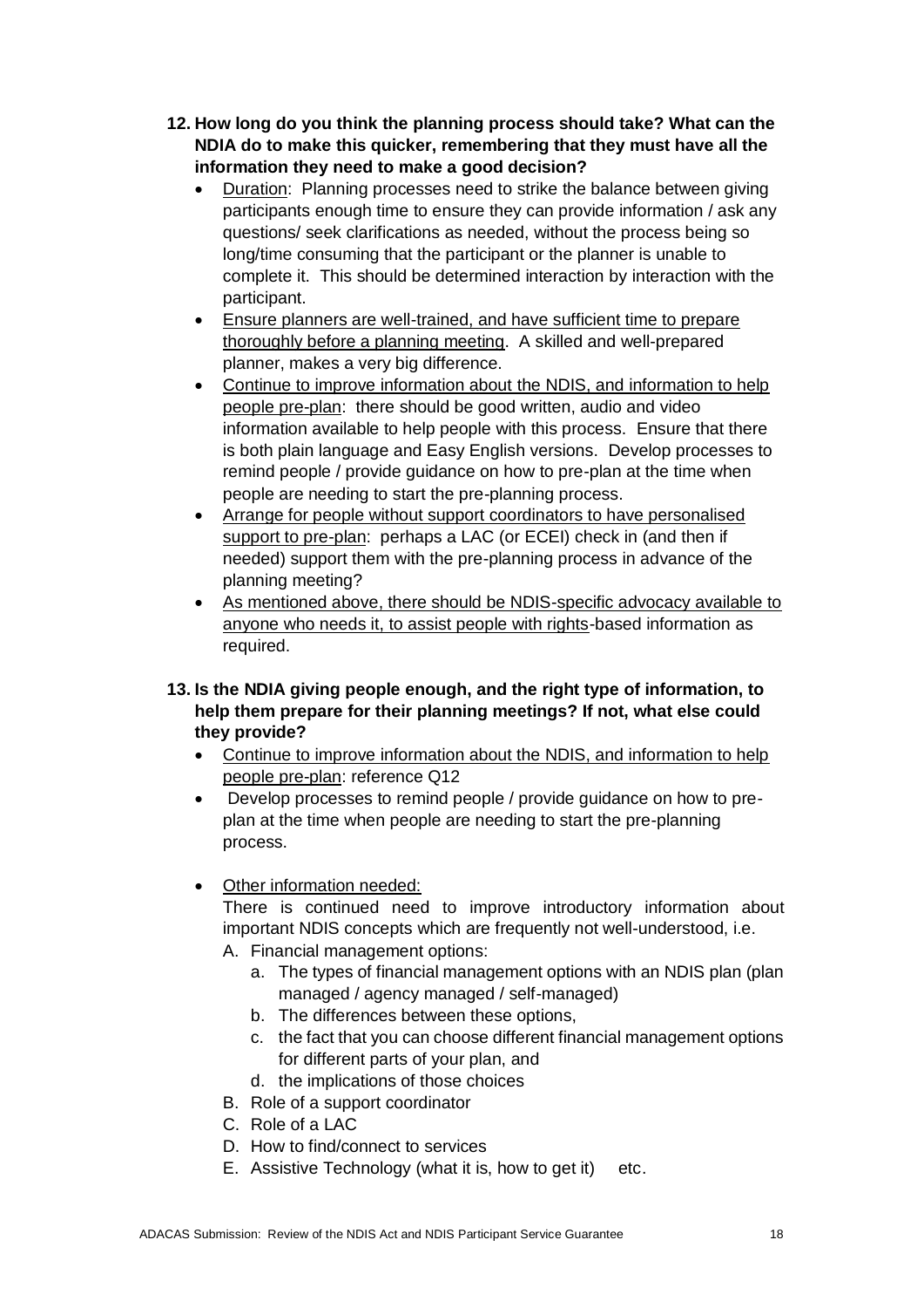**12. How long do you think the planning process should take? What can the NDIA do to make this quicker, remembering that they must have all the information they need to make a good decision?**

- <u>Duration</u>: Planning processes need to strike the balance between giving participants enough time to ensure they can provide information / ask any questions/ seek clarifications as needed, without the process being so long/time consuming that the participant or the planner is unable to complete it. This should be determined interaction by interaction with the participant.
- <u>Ensure planners are well-trained, and have sufficient time to prepare thoroughly before a planning meeting</u>. A skilled and well-prepared planner, makes a very big difference.
- <u>Continue to improve information about the NDIS, and information to help people pre-plan</u>: there should be good written, audio and video information available to help people with this process. Ensure that there is both plain language and Easy English versions. Develop processes to remind people / provide guidance on how to pre-plan at the time when people are needing to start the pre-planning process.
- <u>Arrange for people without support coordinators to have personalised support to pre-plan</u>: perhaps a LAC (or ECEI) check in (and then if needed) support them with the pre-planning process in advance of the planning meeting?
- <u>As mentioned above, there should be NDIS-specific advocacy available to anyone who needs it, to assist people with rights</u>-based information as required.

**13. Is the NDIA giving people enough, and the right type of information, to help them prepare for their planning meetings? If not, what else could they provide?**

- <u>Continue to improve information about the NDIS, and information to help people pre-plan</u>: reference Q12
- Develop processes to remind people / provide guidance on how to pre-plan at the time when people are needing to start the pre-planning process.
- <u>Other information needed:</u>

  There is continued need to improve introductory information about important NDIS concepts which are frequently not well-understood, i.e.

  A. Financial management options:
     a. The types of financial management options with an NDIS plan (plan managed / agency managed / self-managed)
     b. The differences between these options,
     c. the fact that you can choose different financial management options for different parts of your plan, and
     d. the implications of those choices

  B. Role of a support coordinator

  C. Role of a LAC

  D. How to find/connect to services

  E. Assistive Technology (what it is, how to get it) etc.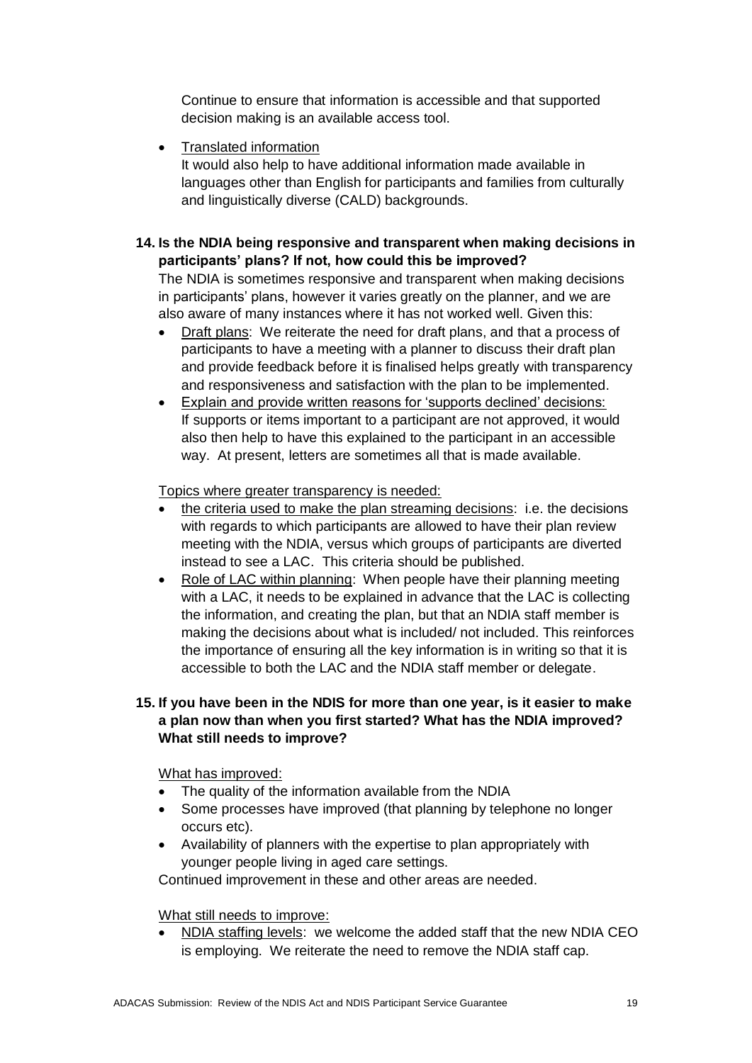Continue to ensure that information is accessible and that supported decision making is an available access tool.

- Translated information
  It would also help to have additional information made available in languages other than English for participants and families from culturally and linguistically diverse (CALD) backgrounds.

**14. Is the NDIA being responsive and transparent when making decisions in participants' plans? If not, how could this be improved?**

The NDIA is sometimes responsive and transparent when making decisions in participants' plans, however it varies greatly on the planner, and we are also aware of many instances where it has not worked well. Given this:

- Draft plans: We reiterate the need for draft plans, and that a process of participants to have a meeting with a planner to discuss their draft plan and provide feedback before it is finalised helps greatly with transparency and responsiveness and satisfaction with the plan to be implemented.
- Explain and provide written reasons for 'supports declined' decisions: If supports or items important to a participant are not approved, it would also then help to have this explained to the participant in an accessible way. At present, letters are sometimes all that is made available.

Topics where greater transparency is needed:

- the criteria used to make the plan streaming decisions: i.e. the decisions with regards to which participants are allowed to have their plan review meeting with the NDIA, versus which groups of participants are diverted instead to see a LAC. This criteria should be published.
- Role of LAC within planning: When people have their planning meeting with a LAC, it needs to be explained in advance that the LAC is collecting the information, and creating the plan, but that an NDIA staff member is making the decisions about what is included/ not included. This reinforces the importance of ensuring all the key information is in writing so that it is accessible to both the LAC and the NDIA staff member or delegate.

**15. If you have been in the NDIS for more than one year, is it easier to make a plan now than when you first started? What has the NDIA improved? What still needs to improve?**

What has improved:

- The quality of the information available from the NDIA
- Some processes have improved (that planning by telephone no longer occurs etc).
- Availability of planners with the expertise to plan appropriately with younger people living in aged care settings.

Continued improvement in these and other areas are needed.

What still needs to improve:

- NDIA staffing levels: we welcome the added staff that the new NDIA CEO is employing. We reiterate the need to remove the NDIA staff cap.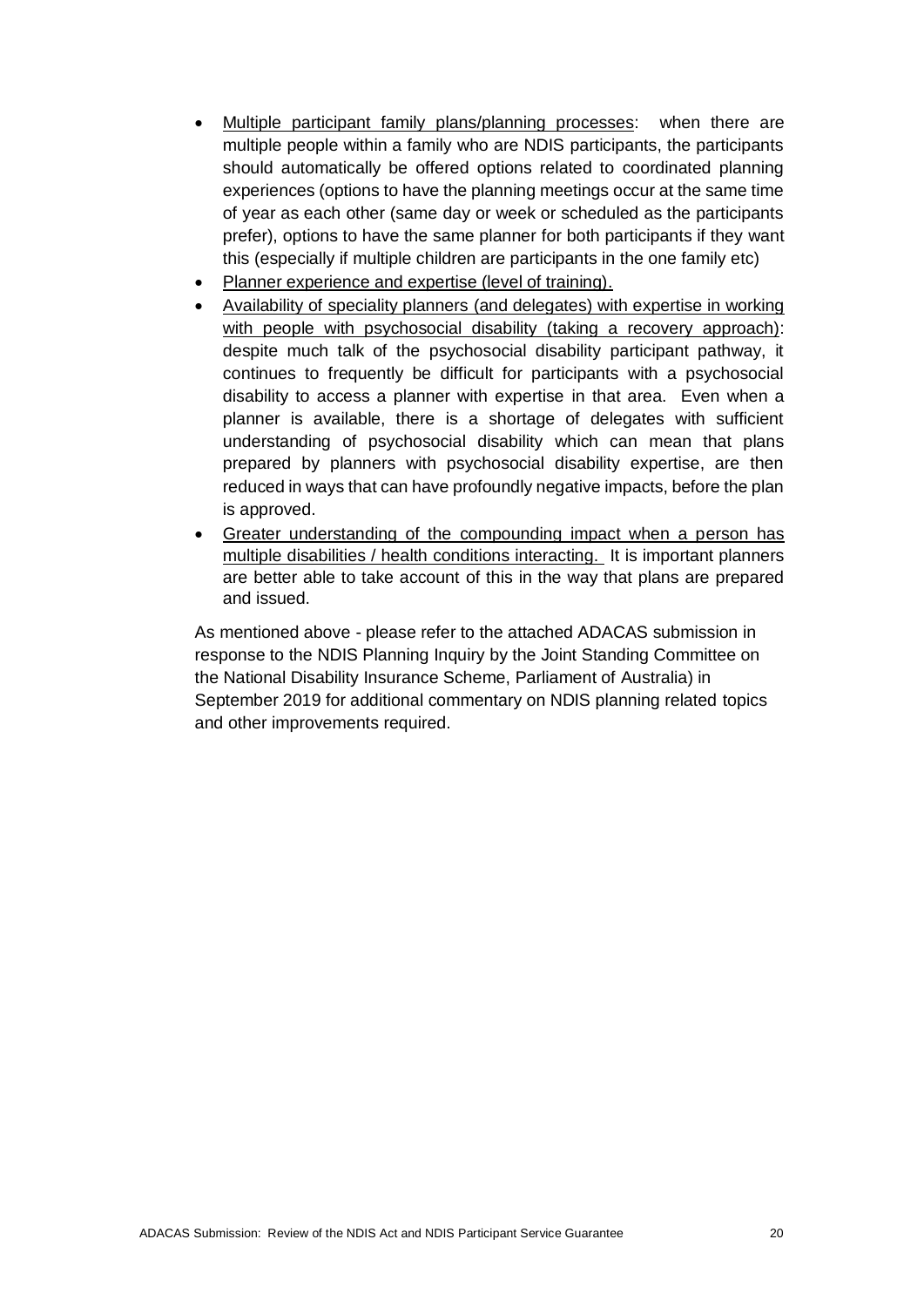- Multiple participant family plans/planning processes: when there are multiple people within a family who are NDIS participants, the participants should automatically be offered options related to coordinated planning experiences (options to have the planning meetings occur at the same time of year as each other (same day or week or scheduled as the participants prefer), options to have the same planner for both participants if they want this (especially if multiple children are participants in the one family etc)
- Planner experience and expertise (level of training).
- Availability of speciality planners (and delegates) with expertise in working with people with psychosocial disability (taking a recovery approach): despite much talk of the psychosocial disability participant pathway, it continues to frequently be difficult for participants with a psychosocial disability to access a planner with expertise in that area. Even when a planner is available, there is a shortage of delegates with sufficient understanding of psychosocial disability which can mean that plans prepared by planners with psychosocial disability expertise, are then reduced in ways that can have profoundly negative impacts, before the plan is approved.
- Greater understanding of the compounding impact when a person has multiple disabilities / health conditions interacting. It is important planners are better able to take account of this in the way that plans are prepared and issued.

As mentioned above - please refer to the attached ADACAS submission in response to the NDIS Planning Inquiry by the Joint Standing Committee on the National Disability Insurance Scheme, Parliament of Australia) in September 2019 for additional commentary on NDIS planning related topics and other improvements required.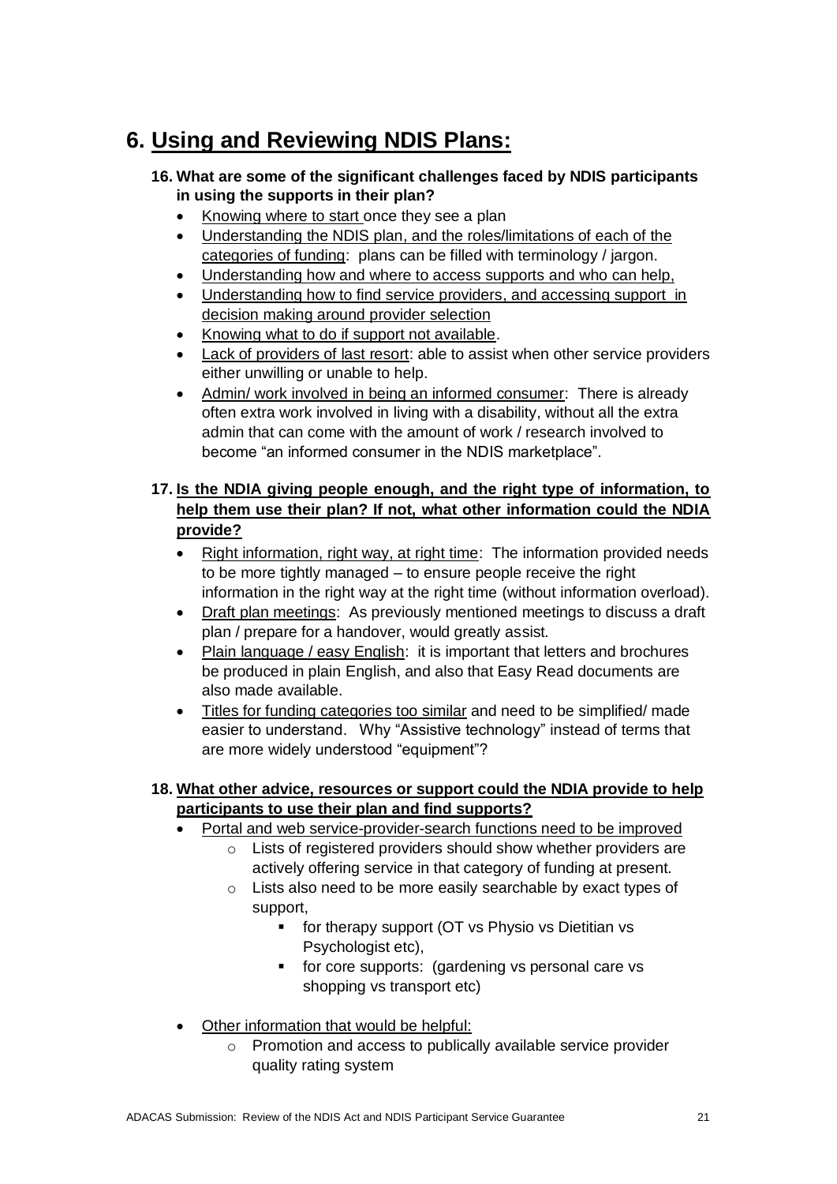# 6. Using and Reviewing NDIS Plans:

**16. What are some of the significant challenges faced by NDIS participants in using the supports in their plan?**

- Knowing where to start once they see a plan
- Understanding the NDIS plan, and the roles/limitations of each of the categories of funding: plans can be filled with terminology / jargon.
- Understanding how and where to access supports and who can help,
- Understanding how to find service providers, and accessing support in decision making around provider selection
- Knowing what to do if support not available.
- Lack of providers of last resort: able to assist when other service providers either unwilling or unable to help.
- Admin/ work involved in being an informed consumer: There is already often extra work involved in living with a disability, without all the extra admin that can come with the amount of work / research involved to become "an informed consumer in the NDIS marketplace".

**17. Is the NDIA giving people enough, and the right type of information, to help them use their plan? If not, what other information could the NDIA provide?**

- Right information, right way, at right time: The information provided needs to be more tightly managed – to ensure people receive the right information in the right way at the right time (without information overload).
- Draft plan meetings: As previously mentioned meetings to discuss a draft plan / prepare for a handover, would greatly assist.
- Plain language / easy English: it is important that letters and brochures be produced in plain English, and also that Easy Read documents are also made available.
- Titles for funding categories too similar and need to be simplified/ made easier to understand. Why "Assistive technology" instead of terms that are more widely understood "equipment"?

**18. What other advice, resources or support could the NDIA provide to help participants to use their plan and find supports?**

- Portal and web service-provider-search functions need to be improved
    - Lists of registered providers should show whether providers are actively offering service in that category of funding at present.
    - Lists also need to be more easily searchable by exact types of support,
        - for therapy support (OT vs Physio vs Dietitian vs Psychologist etc),
        - for core supports: (gardening vs personal care vs shopping vs transport etc)
- Other information that would be helpful:
    - Promotion and access to publically available service provider quality rating system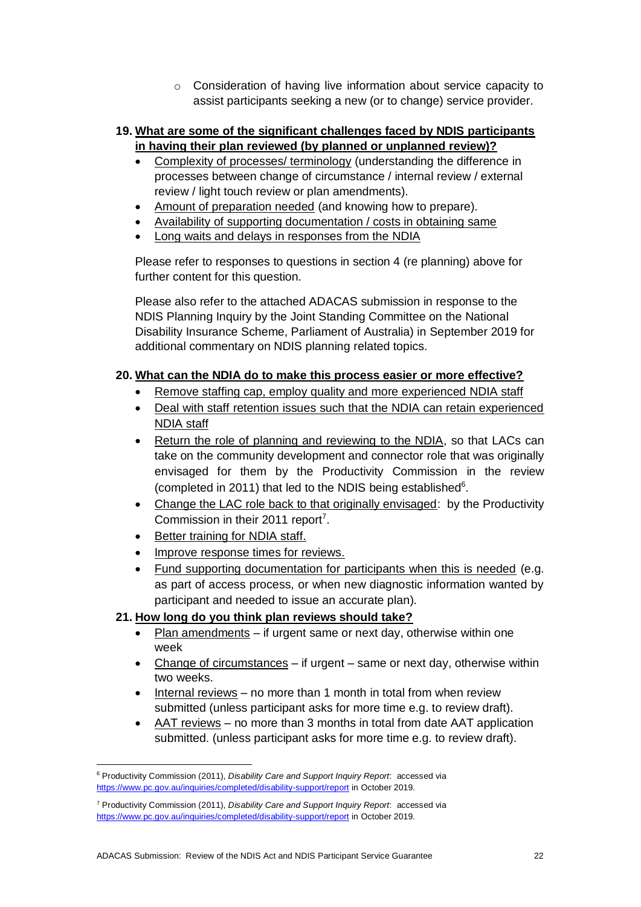- Consideration of having live information about service capacity to assist participants seeking a new (or to change) service provider.

**19. What are some of the significant challenges faced by NDIS participants in having their plan reviewed (by planned or unplanned review)?**

- Complexity of processes/ terminology (understanding the difference in processes between change of circumstance / internal review / external review / light touch review or plan amendments).
- Amount of preparation needed (and knowing how to prepare).
- Availability of supporting documentation / costs in obtaining same
- Long waits and delays in responses from the NDIA

Please refer to responses to questions in section 4 (re planning) above for further content for this question.

Please also refer to the attached ADACAS submission in response to the NDIS Planning Inquiry by the Joint Standing Committee on the National Disability Insurance Scheme, Parliament of Australia) in September 2019 for additional commentary on NDIS planning related topics.

**20. What can the NDIA do to make this process easier or more effective?**

- Remove staffing cap, employ quality and more experienced NDIA staff
- Deal with staff retention issues such that the NDIA can retain experienced NDIA staff
- Return the role of planning and reviewing to the NDIA, so that LACs can take on the community development and connector role that was originally envisaged for them by the Productivity Commission in the review (completed in 2011) that led to the NDIS being established[6].
- Change the LAC role back to that originally envisaged: by the Productivity Commission in their 2011 report[7].
- Better training for NDIA staff.
- Improve response times for reviews.
- Fund supporting documentation for participants when this is needed (e.g. as part of access process, or when new diagnostic information wanted by participant and needed to issue an accurate plan).

**21. How long do you think plan reviews should take?**

- Plan amendments – if urgent same or next day, otherwise within one week
- Change of circumstances – if urgent – same or next day, otherwise within two weeks.
- Internal reviews – no more than 1 month in total from when review submitted (unless participant asks for more time e.g. to review draft).
- AAT reviews – no more than 3 months in total from date AAT application submitted. (unless participant asks for more time e.g. to review draft).

---

[6] Productivity Commission (2011), *Disability Care and Support Inquiry Report*: accessed via https://www.pc.gov.au/inquiries/completed/disability-support/report in October 2019.

[7] Productivity Commission (2011), *Disability Care and Support Inquiry Report*: accessed via https://www.pc.gov.au/inquiries/completed/disability-support/report in October 2019.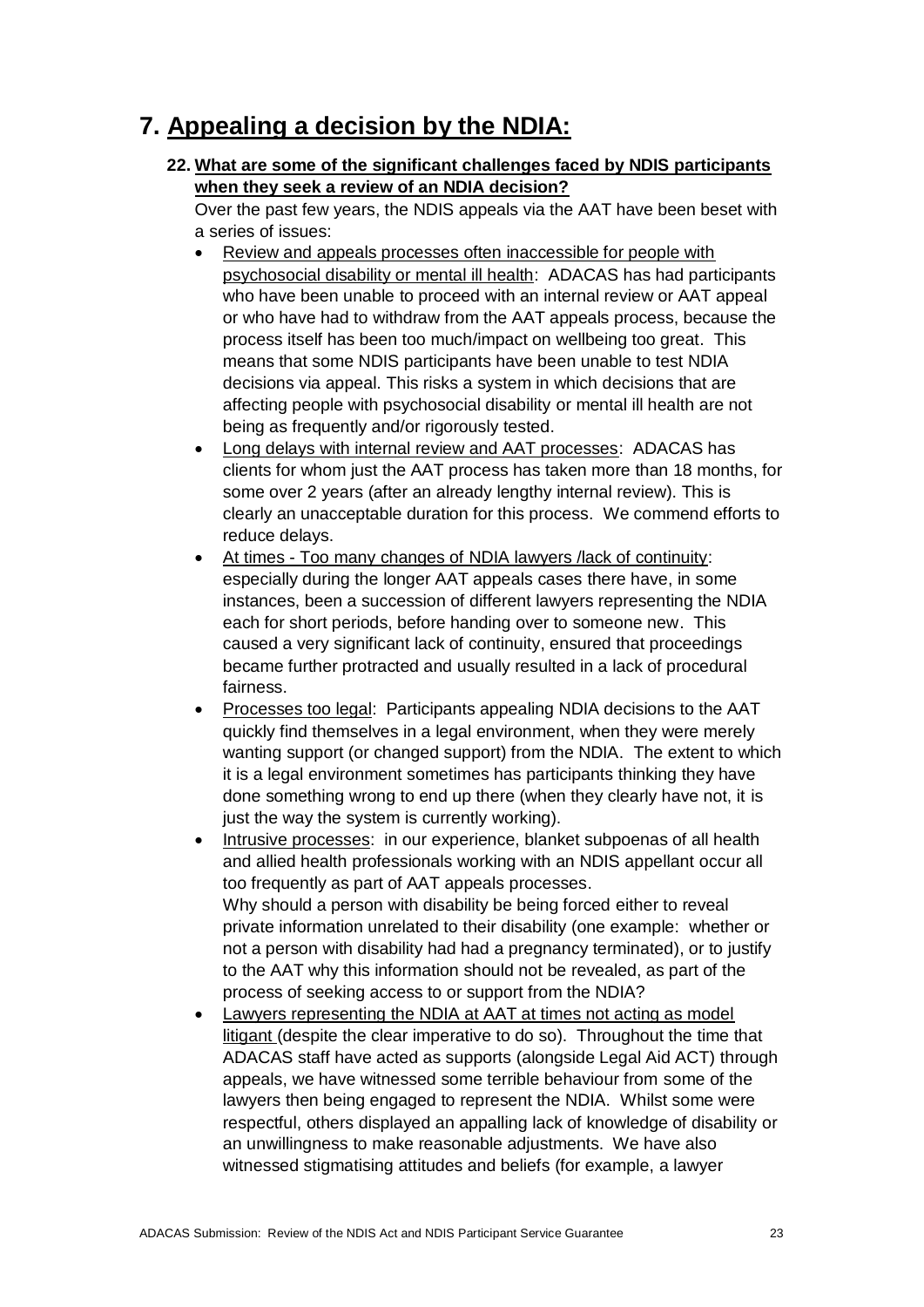# 7. Appealing a decision by the NDIA:

**22. What are some of the significant challenges faced by NDIS participants when they seek a review of an NDIA decision?**

Over the past few years, the NDIS appeals via the AAT have been beset with a series of issues:

- Review and appeals processes often inaccessible for people with psychosocial disability or mental ill health: ADACAS has had participants who have been unable to proceed with an internal review or AAT appeal or who have had to withdraw from the AAT appeals process, because the process itself has been too much/impact on wellbeing too great. This means that some NDIS participants have been unable to test NDIA decisions via appeal. This risks a system in which decisions that are affecting people with psychosocial disability or mental ill health are not being as frequently and/or rigorously tested.
- Long delays with internal review and AAT processes: ADACAS has clients for whom just the AAT process has taken more than 18 months, for some over 2 years (after an already lengthy internal review). This is clearly an unacceptable duration for this process. We commend efforts to reduce delays.
- At times - Too many changes of NDIA lawyers /lack of continuity: especially during the longer AAT appeals cases there have, in some instances, been a succession of different lawyers representing the NDIA each for short periods, before handing over to someone new. This caused a very significant lack of continuity, ensured that proceedings became further protracted and usually resulted in a lack of procedural fairness.
- Processes too legal: Participants appealing NDIA decisions to the AAT quickly find themselves in a legal environment, when they were merely wanting support (or changed support) from the NDIA. The extent to which it is a legal environment sometimes has participants thinking they have done something wrong to end up there (when they clearly have not, it is just the way the system is currently working).
- Intrusive processes: in our experience, blanket subpoenas of all health and allied health professionals working with an NDIS appellant occur all too frequently as part of AAT appeals processes.
  Why should a person with disability be being forced either to reveal private information unrelated to their disability (one example: whether or not a person with disability had had a pregnancy terminated), or to justify to the AAT why this information should not be revealed, as part of the process of seeking access to or support from the NDIA?
- Lawyers representing the NDIA at AAT at times not acting as model litigant (despite the clear imperative to do so). Throughout the time that ADACAS staff have acted as supports (alongside Legal Aid ACT) through appeals, we have witnessed some terrible behaviour from some of the lawyers then being engaged to represent the NDIA. Whilst some were respectful, others displayed an appalling lack of knowledge of disability or an unwillingness to make reasonable adjustments. We have also witnessed stigmatising attitudes and beliefs (for example, a lawyer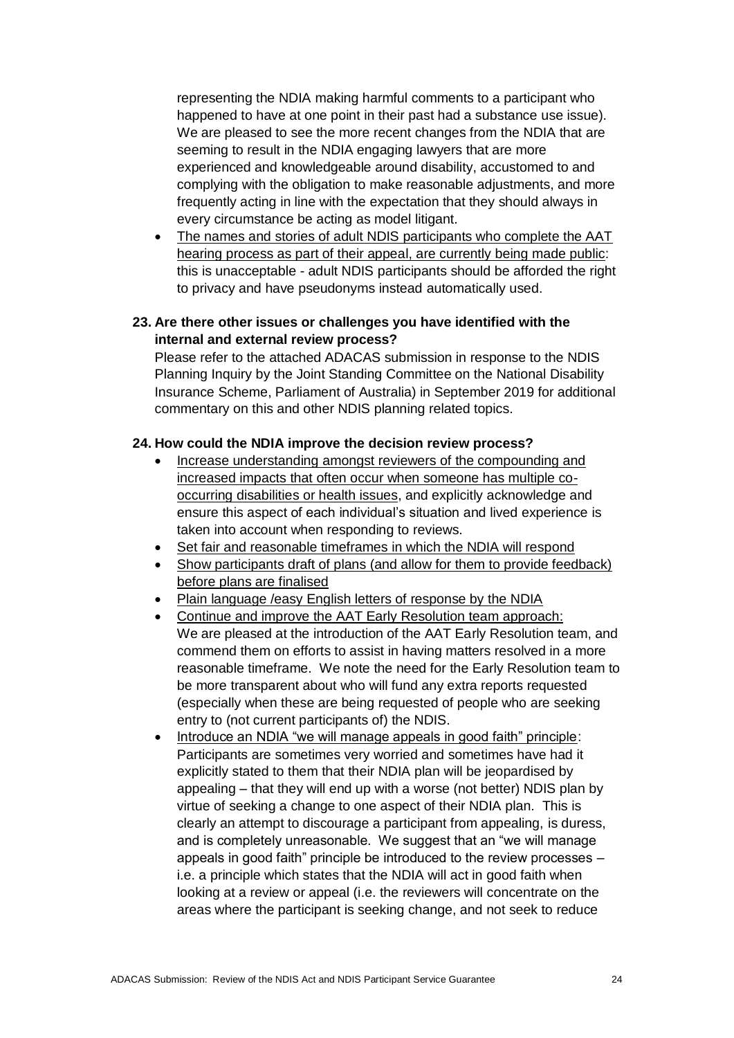representing the NDIA making harmful comments to a participant who happened to have at one point in their past had a substance use issue). We are pleased to see the more recent changes from the NDIA that are seeming to result in the NDIA engaging lawyers that are more experienced and knowledgeable around disability, accustomed to and complying with the obligation to make reasonable adjustments, and more frequently acting in line with the expectation that they should always in every circumstance be acting as model litigant.

- <u>The names and stories of adult NDIS participants who complete the AAT hearing process as part of their appeal, are currently being made public</u>: this is unacceptable - adult NDIS participants should be afforded the right to privacy and have pseudonyms instead automatically used.

**23. Are there other issues or challenges you have identified with the internal and external review process?**

Please refer to the attached ADACAS submission in response to the NDIS Planning Inquiry by the Joint Standing Committee on the National Disability Insurance Scheme, Parliament of Australia) in September 2019 for additional commentary on this and other NDIS planning related topics.

**24. How could the NDIA improve the decision review process?**

- <u>Increase understanding amongst reviewers of the compounding and increased impacts that often occur when someone has multiple co-occurring disabilities or health issues</u>, and explicitly acknowledge and ensure this aspect of each individual's situation and lived experience is taken into account when responding to reviews.
- <u>Set fair and reasonable timeframes in which the NDIA will respond</u>
- <u>Show participants draft of plans (and allow for them to provide feedback) before plans are finalised</u>
- <u>Plain language /easy English letters of response by the NDIA</u>
- <u>Continue and improve the AAT Early Resolution team approach:</u> We are pleased at the introduction of the AAT Early Resolution team, and commend them on efforts to assist in having matters resolved in a more reasonable timeframe. We note the need for the Early Resolution team to be more transparent about who will fund any extra reports requested (especially when these are being requested of people who are seeking entry to (not current participants of) the NDIS.
- <u>Introduce an NDIA "we will manage appeals in good faith" principle</u>: Participants are sometimes very worried and sometimes have had it explicitly stated to them that their NDIA plan will be jeopardised by appealing – that they will end up with a worse (not better) NDIS plan by virtue of seeking a change to one aspect of their NDIA plan. This is clearly an attempt to discourage a participant from appealing, is duress, and is completely unreasonable. We suggest that an "we will manage appeals in good faith" principle be introduced to the review processes – i.e. a principle which states that the NDIA will act in good faith when looking at a review or appeal (i.e. the reviewers will concentrate on the areas where the participant is seeking change, and not seek to reduce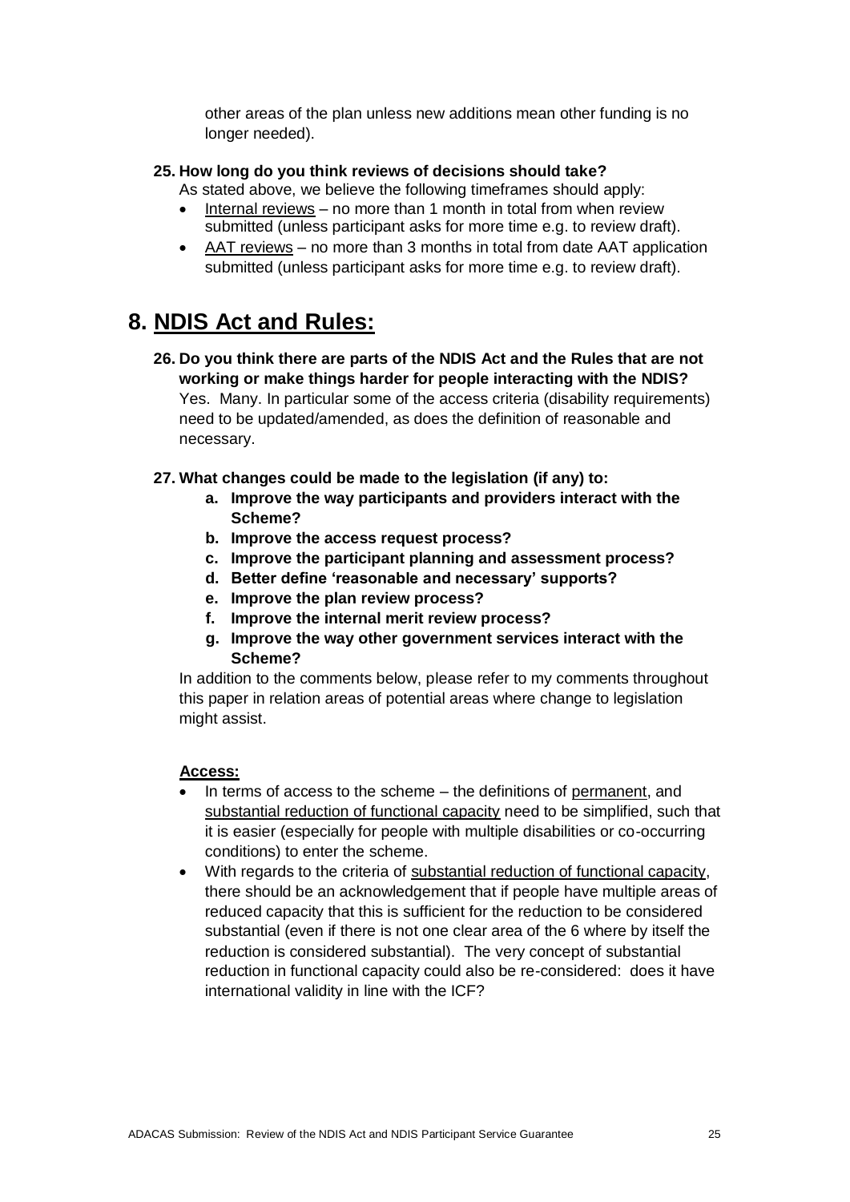other areas of the plan unless new additions mean other funding is no longer needed).

**25. How long do you think reviews of decisions should take?**

As stated above, we believe the following timeframes should apply:

- <u>Internal reviews</u> – no more than 1 month in total from when review submitted (unless participant asks for more time e.g. to review draft).
- <u>AAT reviews</u> – no more than 3 months in total from date AAT application submitted (unless participant asks for more time e.g. to review draft).

# 8. <u>NDIS Act and Rules:</u>

**26. Do you think there are parts of the NDIS Act and the Rules that are not working or make things harder for people interacting with the NDIS?**

Yes. Many. In particular some of the access criteria (disability requirements) need to be updated/amended, as does the definition of reasonable and necessary.

**27. What changes could be made to the legislation (if any) to:**

- **a. Improve the way participants and providers interact with the Scheme?**
- **b. Improve the access request process?**
- **c. Improve the participant planning and assessment process?**
- **d. Better define 'reasonable and necessary' supports?**
- **e. Improve the plan review process?**
- **f. Improve the internal merit review process?**
- **g. Improve the way other government services interact with the Scheme?**

In addition to the comments below, please refer to my comments throughout this paper in relation areas of potential areas where change to legislation might assist.

**<u>Access:</u>**

- In terms of access to the scheme – the definitions of <u>permanent</u>, and <u>substantial reduction of functional capacity</u> need to be simplified, such that it is easier (especially for people with multiple disabilities or co-occurring conditions) to enter the scheme.
- With regards to the criteria of <u>substantial reduction of functional capacity</u>, there should be an acknowledgement that if people have multiple areas of reduced capacity that this is sufficient for the reduction to be considered substantial (even if there is not one clear area of the 6 where by itself the reduction is considered substantial). The very concept of substantial reduction in functional capacity could also be re-considered: does it have international validity in line with the ICF?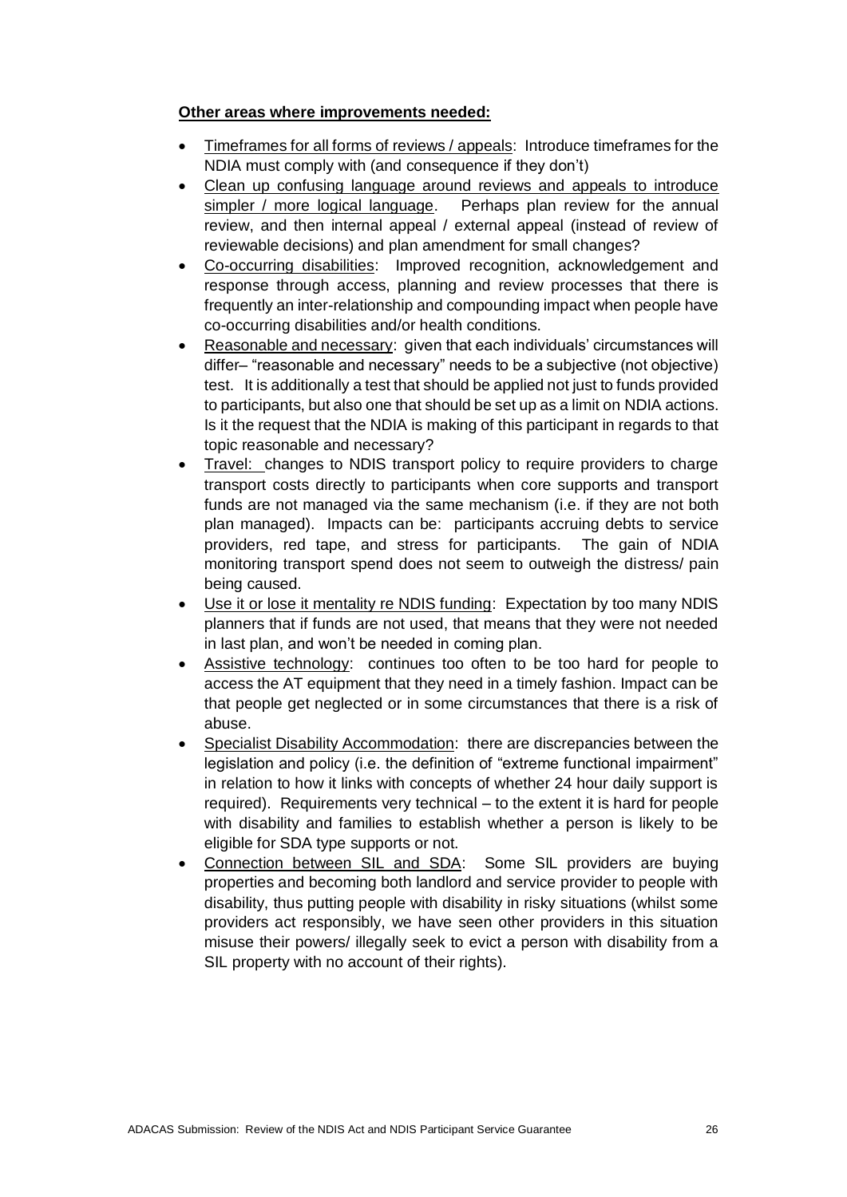**Other areas where improvements needed:**

- Timeframes for all forms of reviews / appeals: Introduce timeframes for the NDIA must comply with (and consequence if they don't)
- Clean up confusing language around reviews and appeals to introduce simpler / more logical language. Perhaps plan review for the annual review, and then internal appeal / external appeal (instead of review of reviewable decisions) and plan amendment for small changes?
- Co-occurring disabilities: Improved recognition, acknowledgement and response through access, planning and review processes that there is frequently an inter-relationship and compounding impact when people have co-occurring disabilities and/or health conditions.
- Reasonable and necessary: given that each individuals' circumstances will differ– "reasonable and necessary" needs to be a subjective (not objective) test. It is additionally a test that should be applied not just to funds provided to participants, but also one that should be set up as a limit on NDIA actions. Is it the request that the NDIA is making of this participant in regards to that topic reasonable and necessary?
- Travel: changes to NDIS transport policy to require providers to charge transport costs directly to participants when core supports and transport funds are not managed via the same mechanism (i.e. if they are not both plan managed). Impacts can be: participants accruing debts to service providers, red tape, and stress for participants. The gain of NDIA monitoring transport spend does not seem to outweigh the distress/ pain being caused.
- Use it or lose it mentality re NDIS funding: Expectation by too many NDIS planners that if funds are not used, that means that they were not needed in last plan, and won't be needed in coming plan.
- Assistive technology: continues too often to be too hard for people to access the AT equipment that they need in a timely fashion. Impact can be that people get neglected or in some circumstances that there is a risk of abuse.
- Specialist Disability Accommodation: there are discrepancies between the legislation and policy (i.e. the definition of "extreme functional impairment" in relation to how it links with concepts of whether 24 hour daily support is required). Requirements very technical – to the extent it is hard for people with disability and families to establish whether a person is likely to be eligible for SDA type supports or not.
- Connection between SIL and SDA: Some SIL providers are buying properties and becoming both landlord and service provider to people with disability, thus putting people with disability in risky situations (whilst some providers act responsibly, we have seen other providers in this situation misuse their powers/ illegally seek to evict a person with disability from a SIL property with no account of their rights).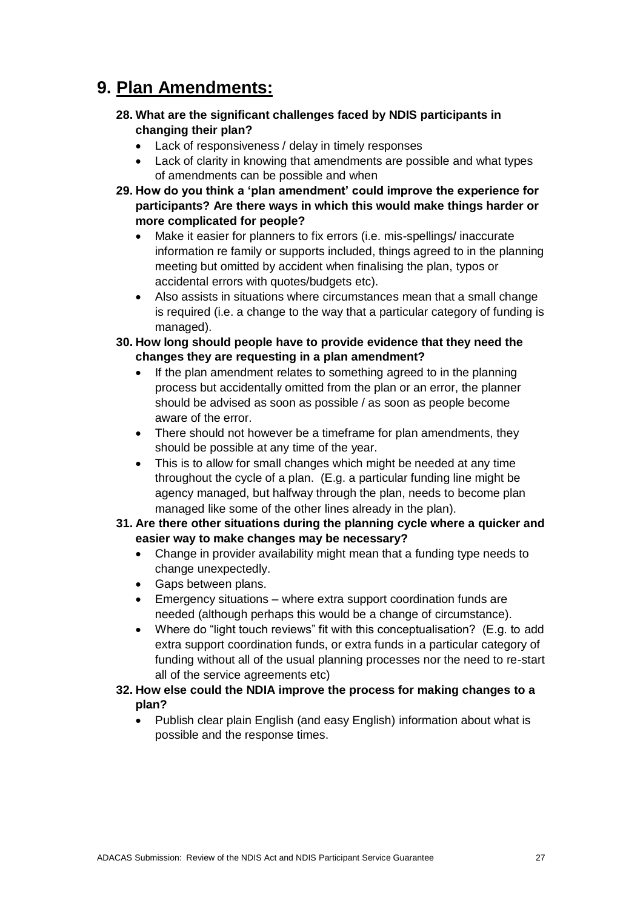# 9. Plan Amendments:

**28. What are the significant challenges faced by NDIS participants in changing their plan?**

- Lack of responsiveness / delay in timely responses
- Lack of clarity in knowing that amendments are possible and what types of amendments can be possible and when

**29. How do you think a 'plan amendment' could improve the experience for participants? Are there ways in which this would make things harder or more complicated for people?**

- Make it easier for planners to fix errors (i.e. mis-spellings/ inaccurate information re family or supports included, things agreed to in the planning meeting but omitted by accident when finalising the plan, typos or accidental errors with quotes/budgets etc).
- Also assists in situations where circumstances mean that a small change is required (i.e. a change to the way that a particular category of funding is managed).

**30. How long should people have to provide evidence that they need the changes they are requesting in a plan amendment?**

- If the plan amendment relates to something agreed to in the planning process but accidentally omitted from the plan or an error, the planner should be advised as soon as possible / as soon as people become aware of the error.
- There should not however be a timeframe for plan amendments, they should be possible at any time of the year.
- This is to allow for small changes which might be needed at any time throughout the cycle of a plan. (E.g. a particular funding line might be agency managed, but halfway through the plan, needs to become plan managed like some of the other lines already in the plan).

**31. Are there other situations during the planning cycle where a quicker and easier way to make changes may be necessary?**

- Change in provider availability might mean that a funding type needs to change unexpectedly.
- Gaps between plans.
- Emergency situations – where extra support coordination funds are needed (although perhaps this would be a change of circumstance).
- Where do "light touch reviews" fit with this conceptualisation? (E.g. to add extra support coordination funds, or extra funds in a particular category of funding without all of the usual planning processes nor the need to re-start all of the service agreements etc)

**32. How else could the NDIA improve the process for making changes to a plan?**

- Publish clear plain English (and easy English) information about what is possible and the response times.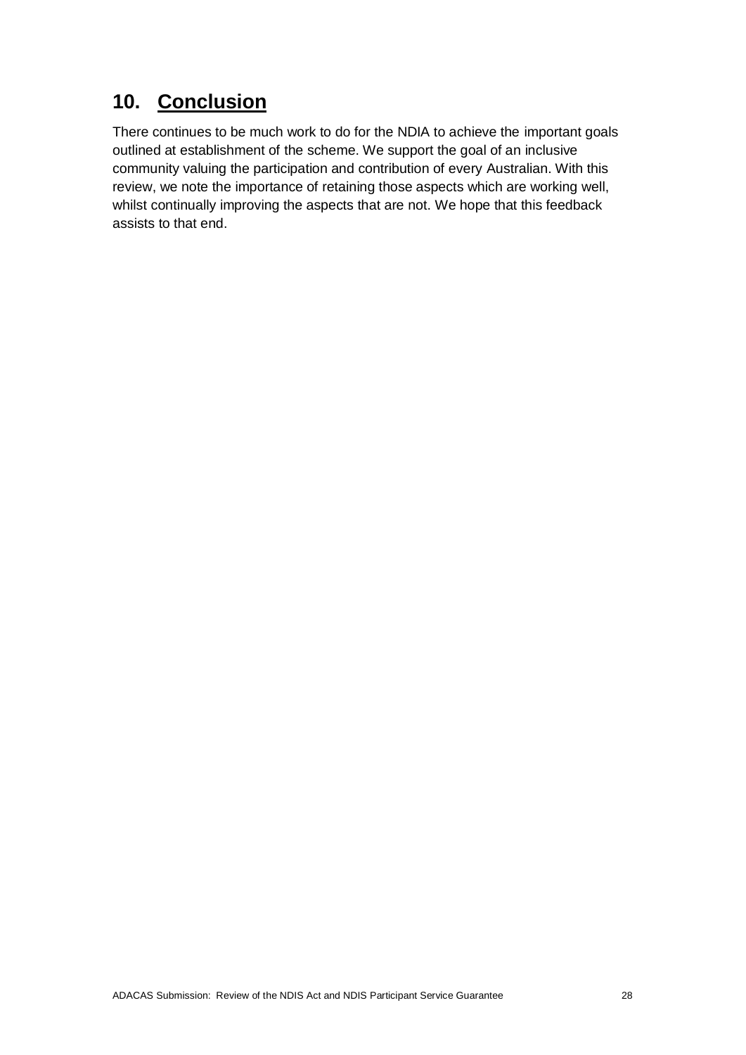## 10. Conclusion

There continues to be much work to do for the NDIA to achieve the important goals outlined at establishment of the scheme. We support the goal of an inclusive community valuing the participation and contribution of every Australian. With this review, we note the importance of retaining those aspects which are working well, whilst continually improving the aspects that are not. We hope that this feedback assists to that end.